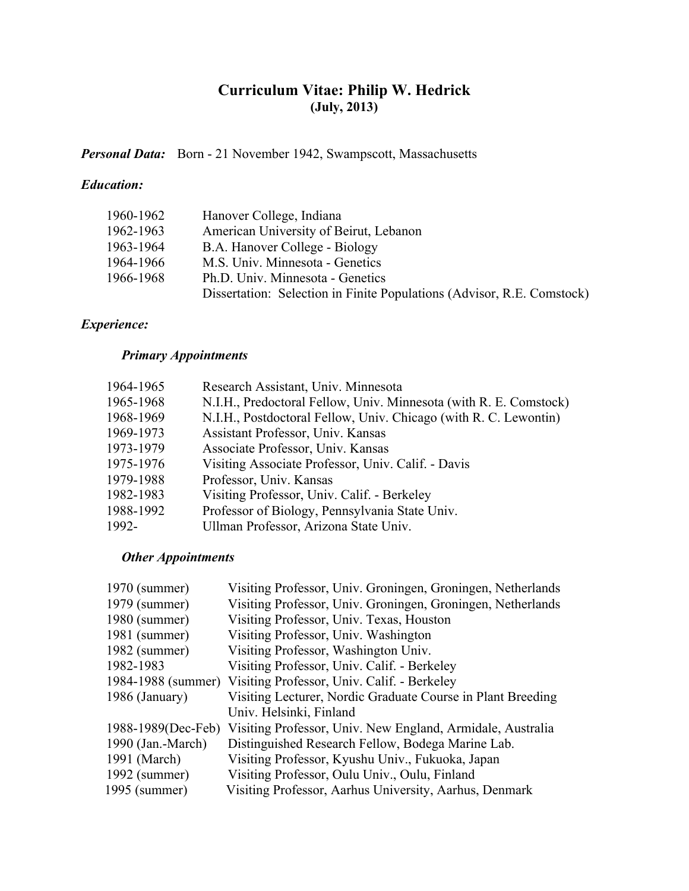# Curriculum Vitae: Philip W. Hedrick

**(July, 2013)**

***Personal Data:*** Born - 21 November 1942, Swampscott, Massachusetts

***Education:***

| | |
|---|---|
| 1960-1962 | Hanover College, Indiana |
| 1962-1963 | American University of Beirut, Lebanon |
| 1963-1964 | B.A. Hanover College - Biology |
| 1964-1966 | M.S. Univ. Minnesota - Genetics |
| 1966-1968 | Ph.D. Univ. Minnesota - Genetics |
| | Dissertation: Selection in Finite Populations (Advisor, R.E. Comstock) |

***Experience:***

***Primary Appointments***

| | |
|---|---|
| 1964-1965 | Research Assistant, Univ. Minnesota |
| 1965-1968 | N.I.H., Predoctoral Fellow, Univ. Minnesota (with R. E. Comstock) |
| 1968-1969 | N.I.H., Postdoctoral Fellow, Univ. Chicago (with R. C. Lewontin) |
| 1969-1973 | Assistant Professor, Univ. Kansas |
| 1973-1979 | Associate Professor, Univ. Kansas |
| 1975-1976 | Visiting Associate Professor, Univ. Calif. - Davis |
| 1979-1988 | Professor, Univ. Kansas |
| 1982-1983 | Visiting Professor, Univ. Calif. - Berkeley |
| 1988-1992 | Professor of Biology, Pennsylvania State Univ. |
| 1992- | Ullman Professor, Arizona State Univ. |

***Other Appointments***

| | |
|---|---|
| 1970 (summer) | Visiting Professor, Univ. Groningen, Groningen, Netherlands |
| 1979 (summer) | Visiting Professor, Univ. Groningen, Groningen, Netherlands |
| 1980 (summer) | Visiting Professor, Univ. Texas, Houston |
| 1981 (summer) | Visiting Professor, Univ. Washington |
| 1982 (summer) | Visiting Professor, Washington Univ. |
| 1982-1983 | Visiting Professor, Univ. Calif. - Berkeley |
| 1984-1988 (summer) | Visiting Professor, Univ. Calif. - Berkeley |
| 1986 (January) | Visiting Lecturer, Nordic Graduate Course in Plant Breeding Univ. Helsinki, Finland |
| 1988-1989(Dec-Feb) | Visiting Professor, Univ. New England, Armidale, Australia |
| 1990 (Jan.-March) | Distinguished Research Fellow, Bodega Marine Lab. |
| 1991 (March) | Visiting Professor, Kyushu Univ., Fukuoka, Japan |
| 1992 (summer) | Visiting Professor, Oulu Univ., Oulu, Finland |
| 1995 (summer) | Visiting Professor, Aarhus University, Aarhus, Denmark |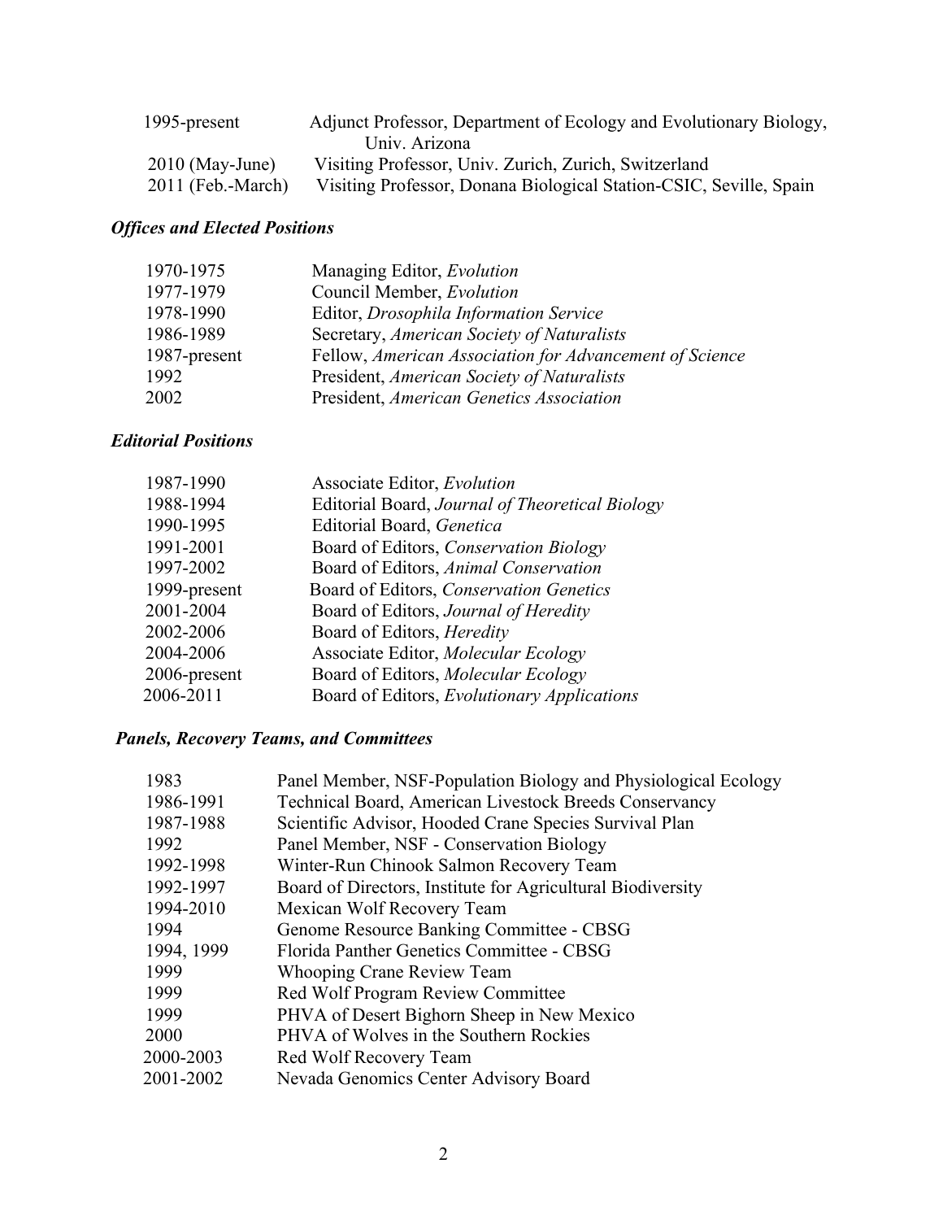| | |
|---|---|
| 1995-present | Adjunct Professor, Department of Ecology and Evolutionary Biology, Univ. Arizona |
| 2010 (May-June) | Visiting Professor, Univ. Zurich, Zurich, Switzerland |
| 2011 (Feb.-March) | Visiting Professor, Donana Biological Station-CSIC, Seville, Spain |

### *Offices and Elected Positions*

| | |
|---|---|
| 1970-1975 | Managing Editor, *Evolution* |
| 1977-1979 | Council Member, *Evolution* |
| 1978-1990 | Editor, *Drosophila Information Service* |
| 1986-1989 | Secretary, *American Society of Naturalists* |
| 1987-present | Fellow, *American Association for Advancement of Science* |
| 1992 | President, *American Society of Naturalists* |
| 2002 | President, *American Genetics Association* |

### *Editorial Positions*

| | |
|---|---|
| 1987-1990 | Associate Editor, *Evolution* |
| 1988-1994 | Editorial Board, *Journal of Theoretical Biology* |
| 1990-1995 | Editorial Board, *Genetica* |
| 1991-2001 | Board of Editors, *Conservation Biology* |
| 1997-2002 | Board of Editors, *Animal Conservation* |
| 1999-present | Board of Editors, *Conservation Genetics* |
| 2001-2004 | Board of Editors, *Journal of Heredity* |
| 2002-2006 | Board of Editors, *Heredity* |
| 2004-2006 | Associate Editor, *Molecular Ecology* |
| 2006-present | Board of Editors, *Molecular Ecology* |
| 2006-2011 | Board of Editors, *Evolutionary Applications* |

### *Panels, Recovery Teams, and Committees*

| | |
|---|---|
| 1983 | Panel Member, NSF-Population Biology and Physiological Ecology |
| 1986-1991 | Technical Board, American Livestock Breeds Conservancy |
| 1987-1988 | Scientific Advisor, Hooded Crane Species Survival Plan |
| 1992 | Panel Member, NSF - Conservation Biology |
| 1992-1998 | Winter-Run Chinook Salmon Recovery Team |
| 1992-1997 | Board of Directors, Institute for Agricultural Biodiversity |
| 1994-2010 | Mexican Wolf Recovery Team |
| 1994 | Genome Resource Banking Committee - CBSG |
| 1994, 1999 | Florida Panther Genetics Committee - CBSG |
| 1999 | Whooping Crane Review Team |
| 1999 | Red Wolf Program Review Committee |
| 1999 | PHVA of Desert Bighorn Sheep in New Mexico |
| 2000 | PHVA of Wolves in the Southern Rockies |
| 2000-2003 | Red Wolf Recovery Team |
| 2001-2002 | Nevada Genomics Center Advisory Board |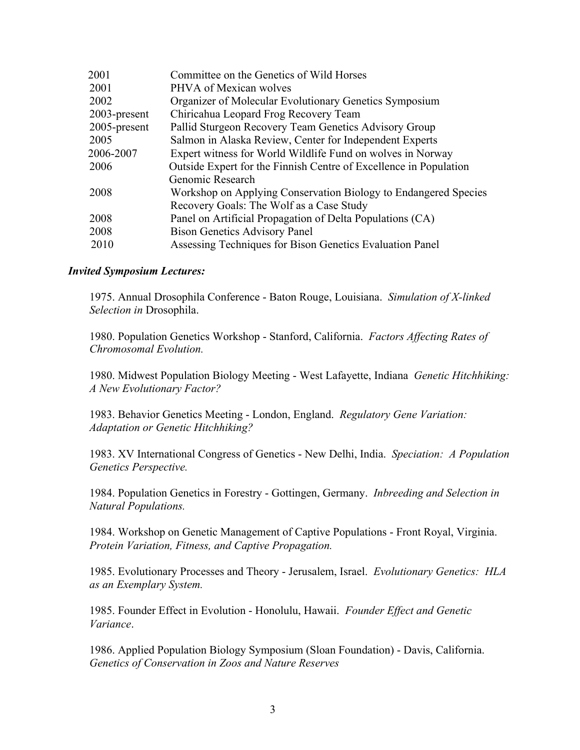| | |
|---|---|
| 2001 | Committee on the Genetics of Wild Horses |
| 2001 | PHVA of Mexican wolves |
| 2002 | Organizer of Molecular Evolutionary Genetics Symposium |
| 2003-present | Chiricahua Leopard Frog Recovery Team |
| 2005-present | Pallid Sturgeon Recovery Team Genetics Advisory Group |
| 2005 | Salmon in Alaska Review, Center for Independent Experts |
| 2006-2007 | Expert witness for World Wildlife Fund on wolves in Norway |
| 2006 | Outside Expert for the Finnish Centre of Excellence in Population Genomic Research |
| 2008 | Workshop on Applying Conservation Biology to Endangered Species Recovery Goals: The Wolf as a Case Study |
| 2008 | Panel on Artificial Propagation of Delta Populations (CA) |
| 2008 | Bison Genetics Advisory Panel |
| 2010 | Assessing Techniques for Bison Genetics Evaluation Panel |

***Invited Symposium Lectures:***

1975. Annual Drosophila Conference - Baton Rouge, Louisiana. *Simulation of X-linked Selection in* Drosophila.

1980. Population Genetics Workshop - Stanford, California. *Factors Affecting Rates of Chromosomal Evolution.*

1980. Midwest Population Biology Meeting - West Lafayette, Indiana *Genetic Hitchhiking: A New Evolutionary Factor?*

1983. Behavior Genetics Meeting - London, England. *Regulatory Gene Variation: Adaptation or Genetic Hitchhiking?*

1983. XV International Congress of Genetics - New Delhi, India. *Speciation: A Population Genetics Perspective.*

1984. Population Genetics in Forestry - Gottingen, Germany. *Inbreeding and Selection in Natural Populations.*

1984. Workshop on Genetic Management of Captive Populations - Front Royal, Virginia. *Protein Variation, Fitness, and Captive Propagation.*

1985. Evolutionary Processes and Theory - Jerusalem, Israel. *Evolutionary Genetics: HLA as an Exemplary System.*

1985. Founder Effect in Evolution - Honolulu, Hawaii. *Founder Effect and Genetic Variance*.

1986. Applied Population Biology Symposium (Sloan Foundation) - Davis, California. *Genetics of Conservation in Zoos and Nature Reserves*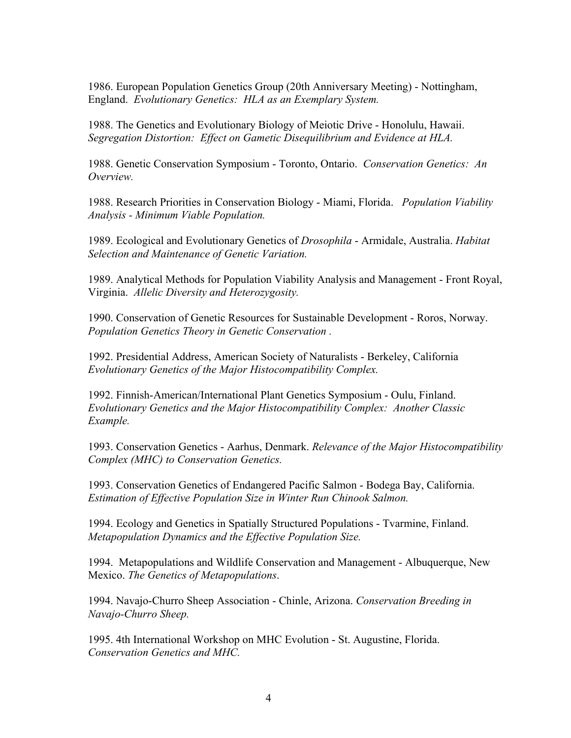1986. European Population Genetics Group (20th Anniversary Meeting) - Nottingham, England. *Evolutionary Genetics: HLA as an Exemplary System.*

1988. The Genetics and Evolutionary Biology of Meiotic Drive - Honolulu, Hawaii. *Segregation Distortion: Effect on Gametic Disequilibrium and Evidence at HLA.*

1988. Genetic Conservation Symposium - Toronto, Ontario. *Conservation Genetics: An Overview.*

1988. Research Priorities in Conservation Biology - Miami, Florida. *Population Viability Analysis - Minimum Viable Population.*

1989. Ecological and Evolutionary Genetics of *Drosophila* - Armidale, Australia. *Habitat Selection and Maintenance of Genetic Variation.*

1989. Analytical Methods for Population Viability Analysis and Management - Front Royal, Virginia. *Allelic Diversity and Heterozygosity.*

1990. Conservation of Genetic Resources for Sustainable Development - Roros, Norway. *Population Genetics Theory in Genetic Conservation .*

1992. Presidential Address, American Society of Naturalists - Berkeley, California *Evolutionary Genetics of the Major Histocompatibility Complex.*

1992. Finnish-American/International Plant Genetics Symposium - Oulu, Finland. *Evolutionary Genetics and the Major Histocompatibility Complex: Another Classic Example.*

1993. Conservation Genetics - Aarhus, Denmark. *Relevance of the Major Histocompatibility Complex (MHC) to Conservation Genetics.*

1993. Conservation Genetics of Endangered Pacific Salmon - Bodega Bay, California. *Estimation of Effective Population Size in Winter Run Chinook Salmon.*

1994. Ecology and Genetics in Spatially Structured Populations - Tvarmine, Finland. *Metapopulation Dynamics and the Effective Population Size.*

1994. Metapopulations and Wildlife Conservation and Management - Albuquerque, New Mexico. *The Genetics of Metapopulations*.

1994. Navajo-Churro Sheep Association - Chinle, Arizona. *Conservation Breeding in Navajo-Churro Sheep.*

1995. 4th International Workshop on MHC Evolution - St. Augustine, Florida. *Conservation Genetics and MHC.*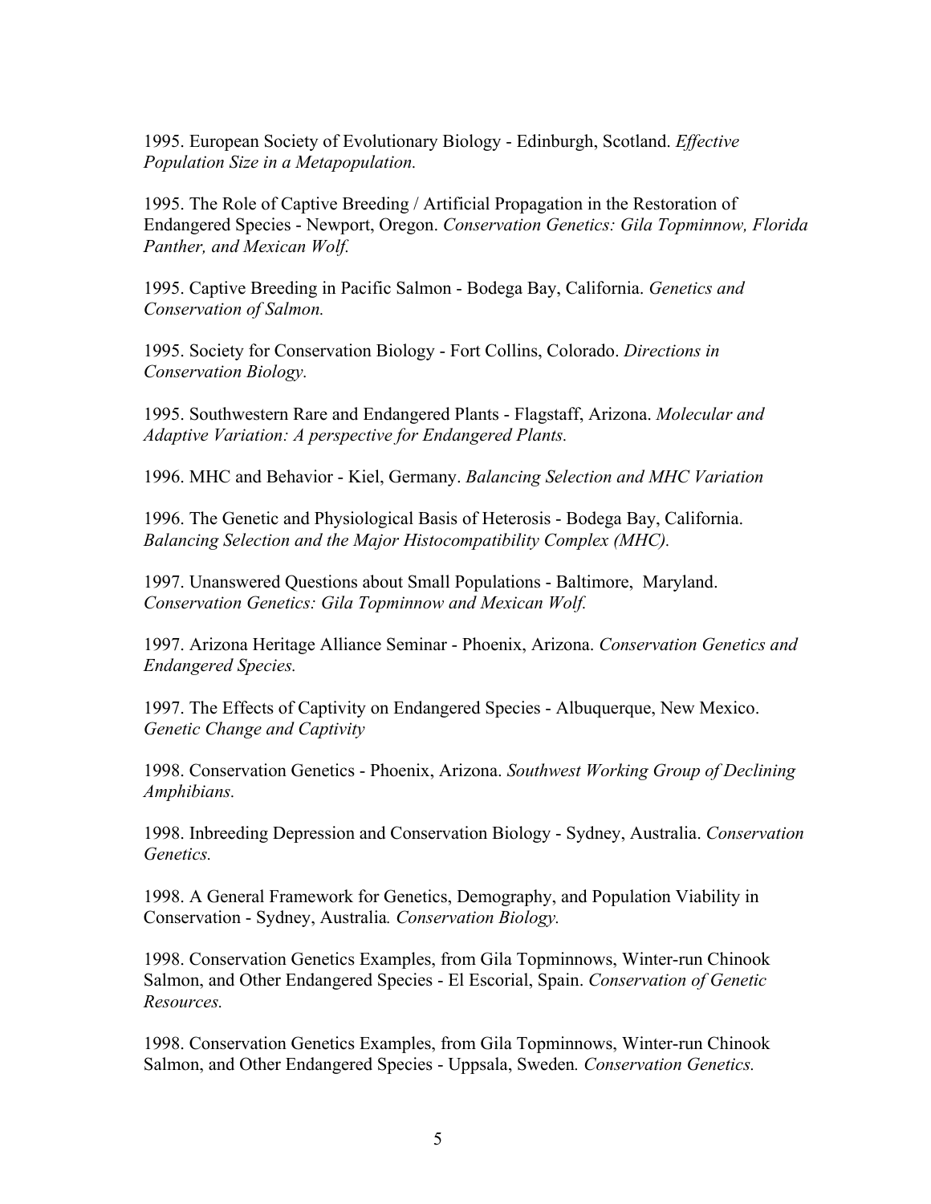1995. European Society of Evolutionary Biology - Edinburgh, Scotland. *Effective Population Size in a Metapopulation.*

1995. The Role of Captive Breeding / Artificial Propagation in the Restoration of Endangered Species - Newport, Oregon. *Conservation Genetics: Gila Topminnow, Florida Panther, and Mexican Wolf.*

1995. Captive Breeding in Pacific Salmon - Bodega Bay, California. *Genetics and Conservation of Salmon.*

1995. Society for Conservation Biology - Fort Collins, Colorado. *Directions in Conservation Biology.*

1995. Southwestern Rare and Endangered Plants - Flagstaff, Arizona. *Molecular and Adaptive Variation: A perspective for Endangered Plants.*

1996. MHC and Behavior - Kiel, Germany. *Balancing Selection and MHC Variation*

1996. The Genetic and Physiological Basis of Heterosis - Bodega Bay, California. *Balancing Selection and the Major Histocompatibility Complex (MHC).*

1997. Unanswered Questions about Small Populations - Baltimore, Maryland. *Conservation Genetics: Gila Topminnow and Mexican Wolf.*

1997. Arizona Heritage Alliance Seminar - Phoenix, Arizona. *Conservation Genetics and Endangered Species.*

1997. The Effects of Captivity on Endangered Species - Albuquerque, New Mexico. *Genetic Change and Captivity*

1998. Conservation Genetics - Phoenix, Arizona. *Southwest Working Group of Declining Amphibians.*

1998. Inbreeding Depression and Conservation Biology - Sydney, Australia. *Conservation Genetics.*

1998. A General Framework for Genetics, Demography, and Population Viability in Conservation - Sydney, Australia*. Conservation Biology.*

1998. Conservation Genetics Examples, from Gila Topminnows, Winter-run Chinook Salmon, and Other Endangered Species - El Escorial, Spain. *Conservation of Genetic Resources.*

1998. Conservation Genetics Examples, from Gila Topminnows, Winter-run Chinook Salmon, and Other Endangered Species - Uppsala, Sweden*. Conservation Genetics.*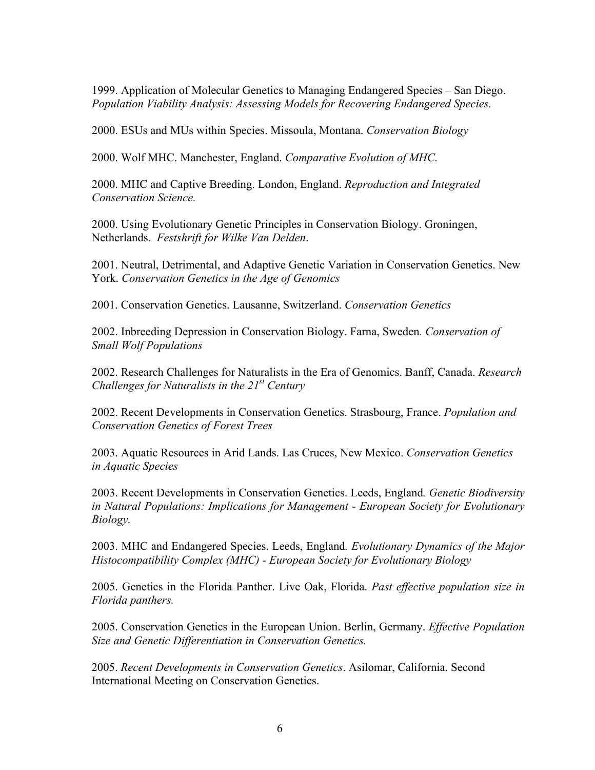1999. Application of Molecular Genetics to Managing Endangered Species – San Diego. *Population Viability Analysis: Assessing Models for Recovering Endangered Species.*

2000. ESUs and MUs within Species. Missoula, Montana. *Conservation Biology*

2000. Wolf MHC. Manchester, England. *Comparative Evolution of MHC.*

2000. MHC and Captive Breeding. London, England. *Reproduction and Integrated Conservation Science.*

2000. Using Evolutionary Genetic Principles in Conservation Biology. Groningen, Netherlands. *Festshrift for Wilke Van Delden*.

2001. Neutral, Detrimental, and Adaptive Genetic Variation in Conservation Genetics. New York. *Conservation Genetics in the Age of Genomics*

2001. Conservation Genetics. Lausanne, Switzerland. *Conservation Genetics*

2002. Inbreeding Depression in Conservation Biology. Farna, Sweden*. Conservation of Small Wolf Populations*

2002. Research Challenges for Naturalists in the Era of Genomics. Banff, Canada. *Research Challenges for Naturalists in the 21st Century*

2002. Recent Developments in Conservation Genetics. Strasbourg, France. *Population and Conservation Genetics of Forest Trees*

2003. Aquatic Resources in Arid Lands. Las Cruces, New Mexico. *Conservation Genetics in Aquatic Species*

2003. Recent Developments in Conservation Genetics. Leeds, England*. Genetic Biodiversity in Natural Populations: Implications for Management - European Society for Evolutionary Biology.*

2003. MHC and Endangered Species. Leeds, England*. Evolutionary Dynamics of the Major Histocompatibility Complex (MHC) - European Society for Evolutionary Biology*

2005. Genetics in the Florida Panther. Live Oak, Florida. *Past effective population size in Florida panthers.*

2005. Conservation Genetics in the European Union. Berlin, Germany. *Effective Population Size and Genetic Differentiation in Conservation Genetics.*

2005. *Recent Developments in Conservation Genetics*. Asilomar, California. Second International Meeting on Conservation Genetics.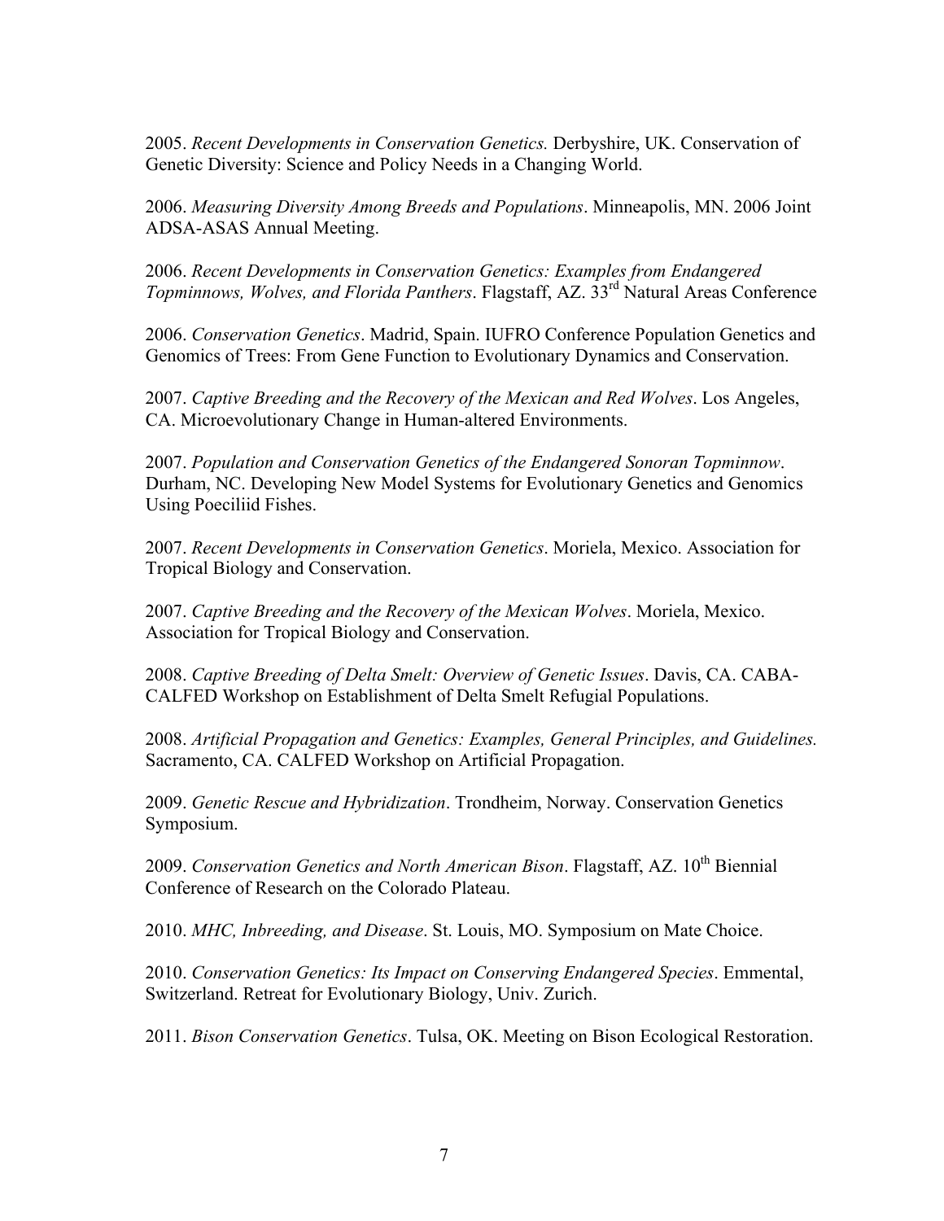2005. *Recent Developments in Conservation Genetics.* Derbyshire, UK. Conservation of Genetic Diversity: Science and Policy Needs in a Changing World.

2006. *Measuring Diversity Among Breeds and Populations*. Minneapolis, MN. 2006 Joint ADSA-ASAS Annual Meeting.

2006. *Recent Developments in Conservation Genetics: Examples from Endangered Topminnows, Wolves, and Florida Panthers*. Flagstaff, AZ. 33rd Natural Areas Conference

2006. *Conservation Genetics*. Madrid, Spain. IUFRO Conference Population Genetics and Genomics of Trees: From Gene Function to Evolutionary Dynamics and Conservation.

2007. *Captive Breeding and the Recovery of the Mexican and Red Wolves*. Los Angeles, CA. Microevolutionary Change in Human-altered Environments.

2007. *Population and Conservation Genetics of the Endangered Sonoran Topminnow*. Durham, NC. Developing New Model Systems for Evolutionary Genetics and Genomics Using Poeciliid Fishes.

2007. *Recent Developments in Conservation Genetics*. Moriela, Mexico. Association for Tropical Biology and Conservation.

2007. *Captive Breeding and the Recovery of the Mexican Wolves*. Moriela, Mexico. Association for Tropical Biology and Conservation.

2008. *Captive Breeding of Delta Smelt: Overview of Genetic Issues*. Davis, CA. CABA-CALFED Workshop on Establishment of Delta Smelt Refugial Populations.

2008. *Artificial Propagation and Genetics: Examples, General Principles, and Guidelines.* Sacramento, CA. CALFED Workshop on Artificial Propagation.

2009. *Genetic Rescue and Hybridization*. Trondheim, Norway. Conservation Genetics Symposium.

2009. *Conservation Genetics and North American Bison*. Flagstaff, AZ. 10th Biennial Conference of Research on the Colorado Plateau.

2010. *MHC, Inbreeding, and Disease*. St. Louis, MO. Symposium on Mate Choice.

2010. *Conservation Genetics: Its Impact on Conserving Endangered Species*. Emmental, Switzerland. Retreat for Evolutionary Biology, Univ. Zurich.

2011. *Bison Conservation Genetics*. Tulsa, OK. Meeting on Bison Ecological Restoration.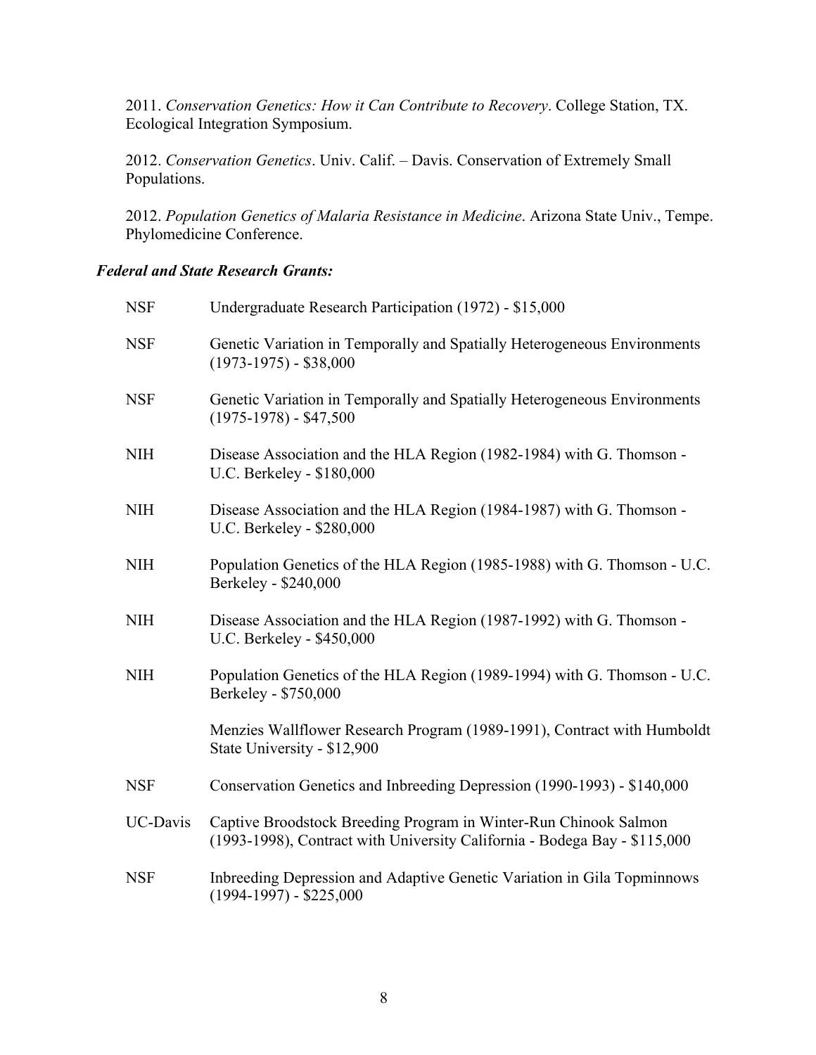2011. *Conservation Genetics: How it Can Contribute to Recovery*. College Station, TX. Ecological Integration Symposium.

2012. *Conservation Genetics*. Univ. Calif. – Davis. Conservation of Extremely Small Populations.

2012. *Population Genetics of Malaria Resistance in Medicine*. Arizona State Univ., Tempe. Phylomedicine Conference.

### ***Federal and State Research Grants:***

| | |
|---|---|
| NSF | Undergraduate Research Participation (1972) - $15,000 |
| NSF | Genetic Variation in Temporally and Spatially Heterogeneous Environments (1973-1975) - $38,000 |
| NSF | Genetic Variation in Temporally and Spatially Heterogeneous Environments (1975-1978) - $47,500 |
| NIH | Disease Association and the HLA Region (1982-1984) with G. Thomson - U.C. Berkeley - $180,000 |
| NIH | Disease Association and the HLA Region (1984-1987) with G. Thomson - U.C. Berkeley - $280,000 |
| NIH | Population Genetics of the HLA Region (1985-1988) with G. Thomson - U.C. Berkeley - $240,000 |
| NIH | Disease Association and the HLA Region (1987-1992) with G. Thomson - U.C. Berkeley - $450,000 |
| NIH | Population Genetics of the HLA Region (1989-1994) with G. Thomson - U.C. Berkeley - $750,000 |
| | Menzies Wallflower Research Program (1989-1991), Contract with Humboldt State University - $12,900 |
| NSF | Conservation Genetics and Inbreeding Depression (1990-1993) - $140,000 |
| UC-Davis | Captive Broodstock Breeding Program in Winter-Run Chinook Salmon (1993-1998), Contract with University California - Bodega Bay - $115,000 |
| NSF | Inbreeding Depression and Adaptive Genetic Variation in Gila Topminnows (1994-1997) - $225,000 |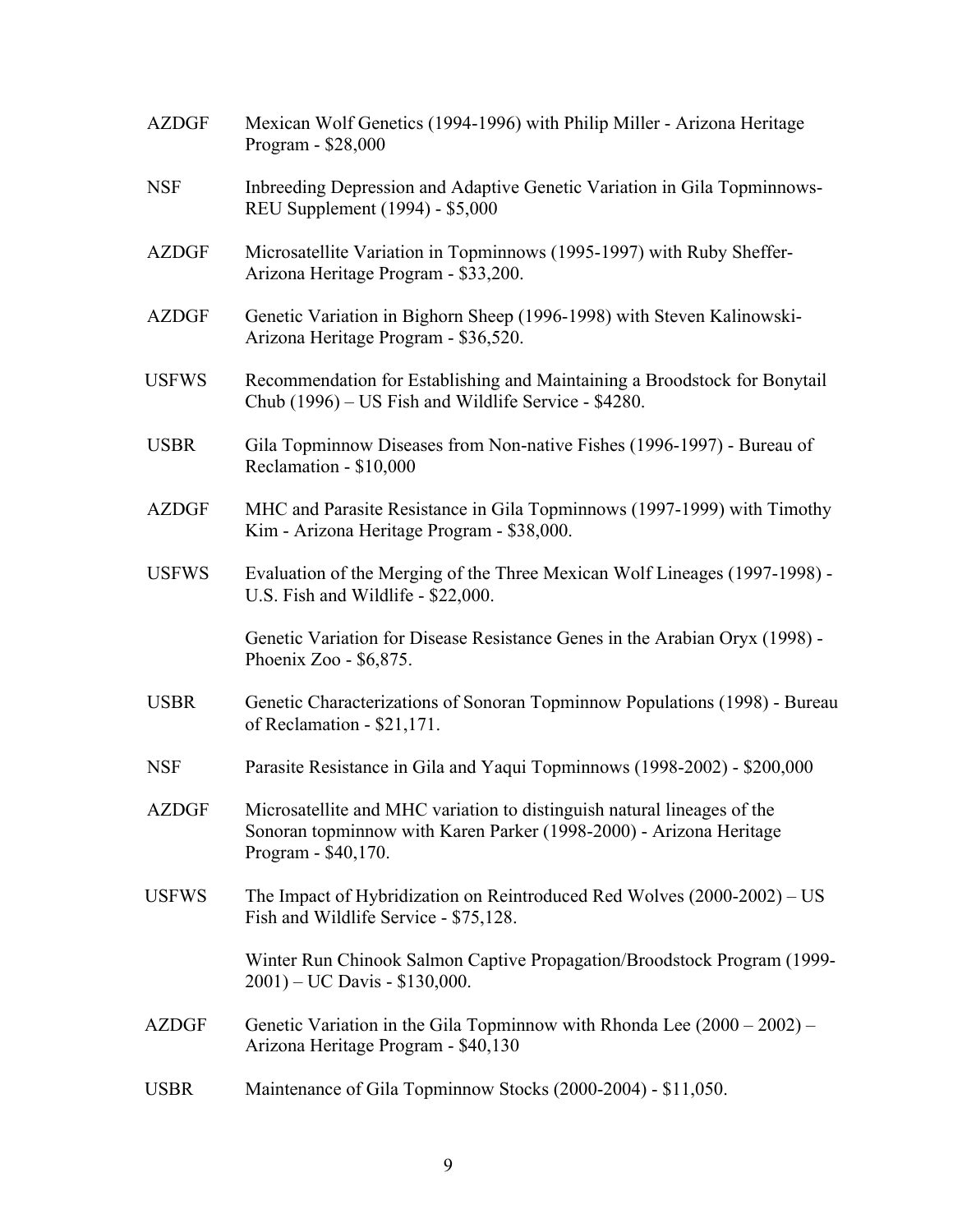AZDGF Mexican Wolf Genetics (1994-1996) with Philip Miller - Arizona Heritage Program - $28,000

NSF Inbreeding Depression and Adaptive Genetic Variation in Gila Topminnows-REU Supplement (1994) - $5,000

AZDGF Microsatellite Variation in Topminnows (1995-1997) with Ruby Sheffer-Arizona Heritage Program - $33,200.

AZDGF Genetic Variation in Bighorn Sheep (1996-1998) with Steven Kalinowski-Arizona Heritage Program - $36,520.

USFWS Recommendation for Establishing and Maintaining a Broodstock for Bonytail Chub (1996) – US Fish and Wildlife Service - $4280.

USBR Gila Topminnow Diseases from Non-native Fishes (1996-1997) - Bureau of Reclamation - $10,000

AZDGF MHC and Parasite Resistance in Gila Topminnows (1997-1999) with Timothy Kim - Arizona Heritage Program - $38,000.

USFWS Evaluation of the Merging of the Three Mexican Wolf Lineages (1997-1998) - U.S. Fish and Wildlife - $22,000.

Genetic Variation for Disease Resistance Genes in the Arabian Oryx (1998) - Phoenix Zoo - $6,875.

USBR Genetic Characterizations of Sonoran Topminnow Populations (1998) - Bureau of Reclamation - $21,171.

NSF Parasite Resistance in Gila and Yaqui Topminnows (1998-2002) - $200,000

AZDGF Microsatellite and MHC variation to distinguish natural lineages of the Sonoran topminnow with Karen Parker (1998-2000) - Arizona Heritage Program - $40,170.

USFWS The Impact of Hybridization on Reintroduced Red Wolves (2000-2002) – US Fish and Wildlife Service - $75,128.

Winter Run Chinook Salmon Captive Propagation/Broodstock Program (1999-2001) – UC Davis - $130,000.

AZDGF Genetic Variation in the Gila Topminnow with Rhonda Lee (2000 – 2002) – Arizona Heritage Program - $40,130

USBR Maintenance of Gila Topminnow Stocks (2000-2004) - $11,050.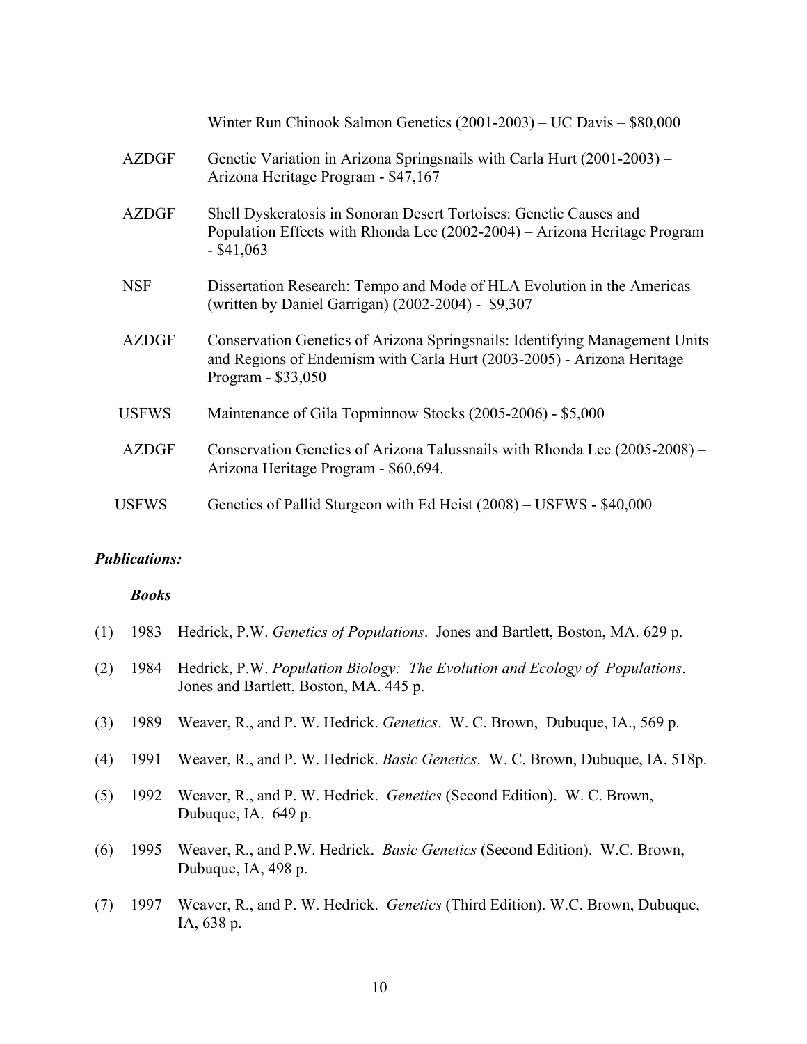| | |
|---|---|
| | Winter Run Chinook Salmon Genetics (2001-2003) – UC Davis – $80,000 |
| AZDGF | Genetic Variation in Arizona Springsnails with Carla Hurt (2001-2003) – Arizona Heritage Program - $47,167 |
| AZDGF | Shell Dyskeratosis in Sonoran Desert Tortoises: Genetic Causes and Population Effects with Rhonda Lee (2002-2004) – Arizona Heritage Program - $41,063 |
| NSF | Dissertation Research: Tempo and Mode of HLA Evolution in the Americas (written by Daniel Garrigan) (2002-2004) - $9,307 |
| AZDGF | Conservation Genetics of Arizona Springsnails: Identifying Management Units and Regions of Endemism with Carla Hurt (2003-2005) - Arizona Heritage Program - $33,050 |
| USFWS | Maintenance of Gila Topminnow Stocks (2005-2006) - $5,000 |
| AZDGF | Conservation Genetics of Arizona Talussnails with Rhonda Lee (2005-2008) – Arizona Heritage Program - $60,694. |
| USFWS | Genetics of Pallid Sturgeon with Ed Heist (2008) – USFWS - $40,000 |

***Publications:***

***Books***

(1) 1983 Hedrick, P.W. *Genetics of Populations*. Jones and Bartlett, Boston, MA. 629 p.

(2) 1984 Hedrick, P.W. *Population Biology: The Evolution and Ecology of Populations*. Jones and Bartlett, Boston, MA. 445 p.

(3) 1989 Weaver, R., and P. W. Hedrick. *Genetics*. W. C. Brown, Dubuque, IA., 569 p.

(4) 1991 Weaver, R., and P. W. Hedrick. *Basic Genetics*. W. C. Brown, Dubuque, IA. 518p.

(5) 1992 Weaver, R., and P. W. Hedrick. *Genetics* (Second Edition). W. C. Brown, Dubuque, IA. 649 p.

(6) 1995 Weaver, R., and P.W. Hedrick. *Basic Genetics* (Second Edition). W.C. Brown, Dubuque, IA, 498 p.

(7) 1997 Weaver, R., and P. W. Hedrick. *Genetics* (Third Edition). W.C. Brown, Dubuque, IA, 638 p.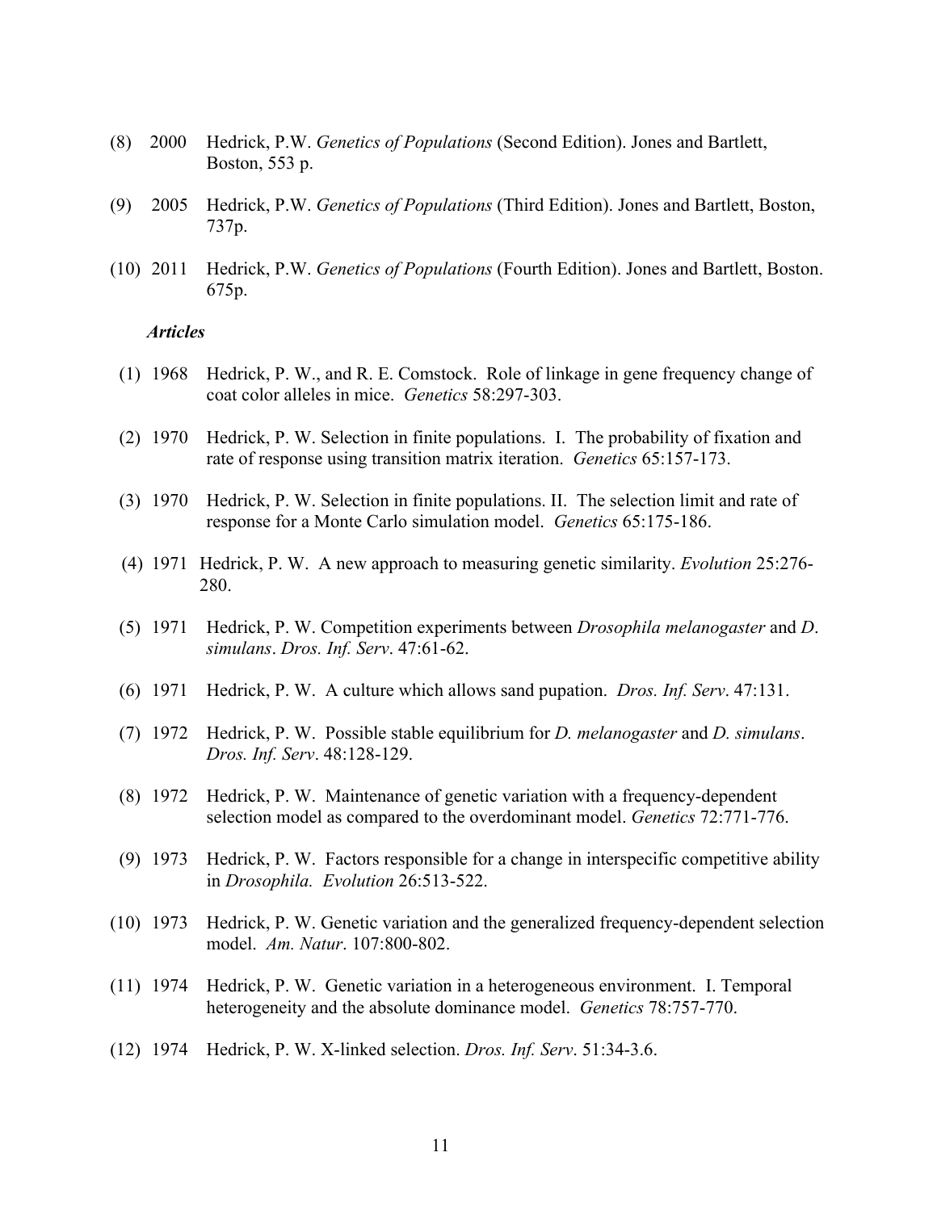(8) 2000 Hedrick, P.W. *Genetics of Populations* (Second Edition). Jones and Bartlett, Boston, 553 p.

(9) 2005 Hedrick, P.W. *Genetics of Populations* (Third Edition). Jones and Bartlett, Boston, 737p.

(10) 2011 Hedrick, P.W. *Genetics of Populations* (Fourth Edition). Jones and Bartlett, Boston. 675p.

***Articles***

(1) 1968 Hedrick, P. W., and R. E. Comstock. Role of linkage in gene frequency change of coat color alleles in mice. *Genetics* 58:297-303.

(2) 1970 Hedrick, P. W. Selection in finite populations. I. The probability of fixation and rate of response using transition matrix iteration. *Genetics* 65:157-173.

(3) 1970 Hedrick, P. W. Selection in finite populations. II. The selection limit and rate of response for a Monte Carlo simulation model. *Genetics* 65:175-186.

(4) 1971 Hedrick, P. W. A new approach to measuring genetic similarity. *Evolution* 25:276-280.

(5) 1971 Hedrick, P. W. Competition experiments between *Drosophila melanogaster* and *D. simulans*. *Dros. Inf. Serv*. 47:61-62.

(6) 1971 Hedrick, P. W. A culture which allows sand pupation. *Dros. Inf. Serv*. 47:131.

(7) 1972 Hedrick, P. W. Possible stable equilibrium for *D. melanogaster* and *D. simulans*. *Dros. Inf. Serv*. 48:128-129.

(8) 1972 Hedrick, P. W. Maintenance of genetic variation with a frequency-dependent selection model as compared to the overdominant model. *Genetics* 72:771-776.

(9) 1973 Hedrick, P. W. Factors responsible for a change in interspecific competitive ability in *Drosophila*. *Evolution* 26:513-522.

(10) 1973 Hedrick, P. W. Genetic variation and the generalized frequency-dependent selection model. *Am. Natur*. 107:800-802.

(11) 1974 Hedrick, P. W. Genetic variation in a heterogeneous environment. I. Temporal heterogeneity and the absolute dominance model. *Genetics* 78:757-770.

(12) 1974 Hedrick, P. W. X-linked selection. *Dros. Inf. Serv*. 51:34-3.6.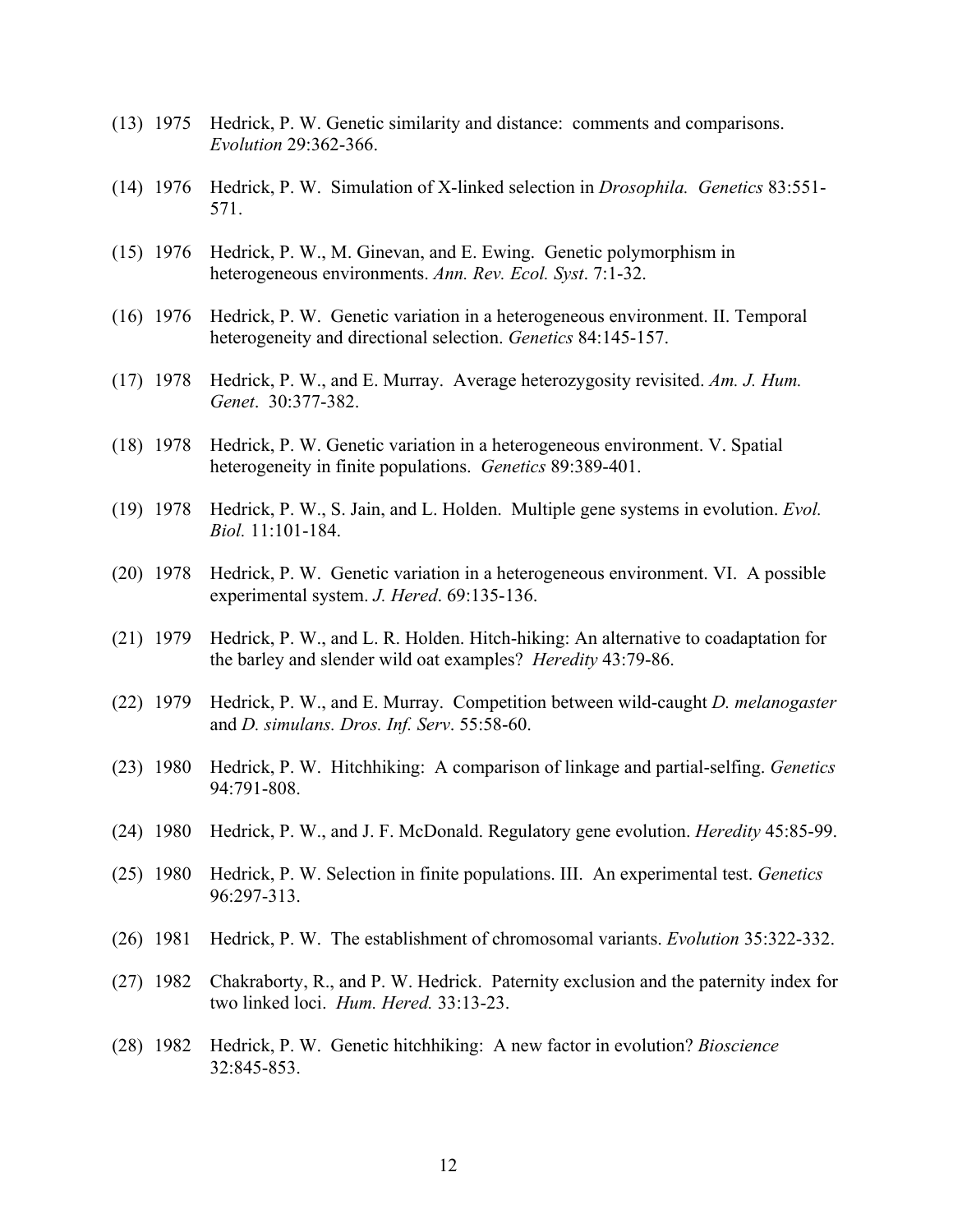(13) 1975 Hedrick, P. W. Genetic similarity and distance: comments and comparisons. *Evolution* 29:362-366.

(14) 1976 Hedrick, P. W. Simulation of X-linked selection in *Drosophila. Genetics* 83:551-571.

(15) 1976 Hedrick, P. W., M. Ginevan, and E. Ewing. Genetic polymorphism in heterogeneous environments. *Ann. Rev. Ecol. Syst*. 7:1-32.

(16) 1976 Hedrick, P. W. Genetic variation in a heterogeneous environment. II. Temporal heterogeneity and directional selection. *Genetics* 84:145-157.

(17) 1978 Hedrick, P. W., and E. Murray. Average heterozygosity revisited. *Am. J. Hum. Genet*. 30:377-382.

(18) 1978 Hedrick, P. W. Genetic variation in a heterogeneous environment. V. Spatial heterogeneity in finite populations. *Genetics* 89:389-401.

(19) 1978 Hedrick, P. W., S. Jain, and L. Holden. Multiple gene systems in evolution. *Evol. Biol.* 11:101-184.

(20) 1978 Hedrick, P. W. Genetic variation in a heterogeneous environment. VI. A possible experimental system. *J. Hered*. 69:135-136.

(21) 1979 Hedrick, P. W., and L. R. Holden. Hitch-hiking: An alternative to coadaptation for the barley and slender wild oat examples? *Heredity* 43:79-86.

(22) 1979 Hedrick, P. W., and E. Murray. Competition between wild-caught *D. melanogaster* and *D. simulans. Dros. Inf. Serv*. 55:58-60.

(23) 1980 Hedrick, P. W. Hitchhiking: A comparison of linkage and partial-selfing. *Genetics* 94:791-808.

(24) 1980 Hedrick, P. W., and J. F. McDonald. Regulatory gene evolution. *Heredity* 45:85-99.

(25) 1980 Hedrick, P. W. Selection in finite populations. III. An experimental test. *Genetics* 96:297-313.

(26) 1981 Hedrick, P. W. The establishment of chromosomal variants. *Evolution* 35:322-332.

(27) 1982 Chakraborty, R., and P. W. Hedrick. Paternity exclusion and the paternity index for two linked loci. *Hum. Hered.* 33:13-23.

(28) 1982 Hedrick, P. W. Genetic hitchhiking: A new factor in evolution? *Bioscience* 32:845-853.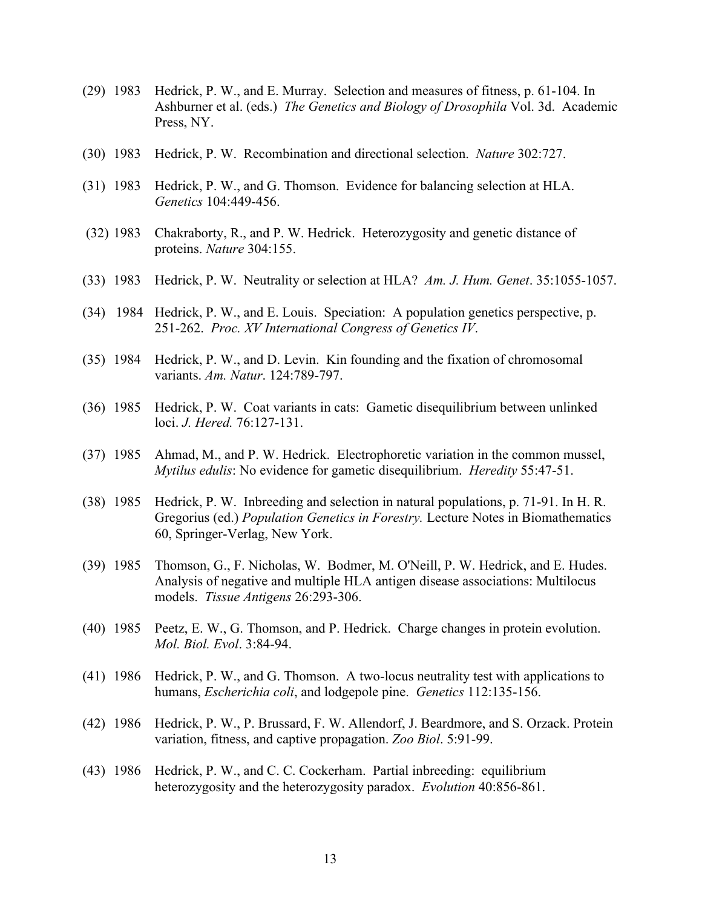(29) 1983 Hedrick, P. W., and E. Murray. Selection and measures of fitness, p. 61-104. In Ashburner et al. (eds.) *The Genetics and Biology of Drosophila* Vol. 3d. Academic Press, NY.

(30) 1983 Hedrick, P. W. Recombination and directional selection. *Nature* 302:727.

(31) 1983 Hedrick, P. W., and G. Thomson. Evidence for balancing selection at HLA. *Genetics* 104:449-456.

(32) 1983 Chakraborty, R., and P. W. Hedrick. Heterozygosity and genetic distance of proteins. *Nature* 304:155.

(33) 1983 Hedrick, P. W. Neutrality or selection at HLA? *Am. J. Hum. Genet*. 35:1055-1057.

(34) 1984 Hedrick, P. W., and E. Louis. Speciation: A population genetics perspective, p. 251-262. *Proc. XV International Congress of Genetics IV*.

(35) 1984 Hedrick, P. W., and D. Levin. Kin founding and the fixation of chromosomal variants. *Am. Natur*. 124:789-797.

(36) 1985 Hedrick, P. W. Coat variants in cats: Gametic disequilibrium between unlinked loci. *J. Hered.* 76:127-131.

(37) 1985 Ahmad, M., and P. W. Hedrick. Electrophoretic variation in the common mussel, *Mytilus edulis*: No evidence for gametic disequilibrium. *Heredity* 55:47-51.

(38) 1985 Hedrick, P. W. Inbreeding and selection in natural populations, p. 71-91. In H. R. Gregorius (ed.) *Population Genetics in Forestry.* Lecture Notes in Biomathematics 60, Springer-Verlag, New York.

(39) 1985 Thomson, G., F. Nicholas, W. Bodmer, M. O'Neill, P. W. Hedrick, and E. Hudes. Analysis of negative and multiple HLA antigen disease associations: Multilocus models. *Tissue Antigens* 26:293-306.

(40) 1985 Peetz, E. W., G. Thomson, and P. Hedrick. Charge changes in protein evolution. *Mol. Biol. Evol*. 3:84-94.

(41) 1986 Hedrick, P. W., and G. Thomson. A two-locus neutrality test with applications to humans, *Escherichia coli*, and lodgepole pine. *Genetics* 112:135-156.

(42) 1986 Hedrick, P. W., P. Brussard, F. W. Allendorf, J. Beardmore, and S. Orzack. Protein variation, fitness, and captive propagation. *Zoo Biol*. 5:91-99.

(43) 1986 Hedrick, P. W., and C. C. Cockerham. Partial inbreeding: equilibrium heterozygosity and the heterozygosity paradox. *Evolution* 40:856-861.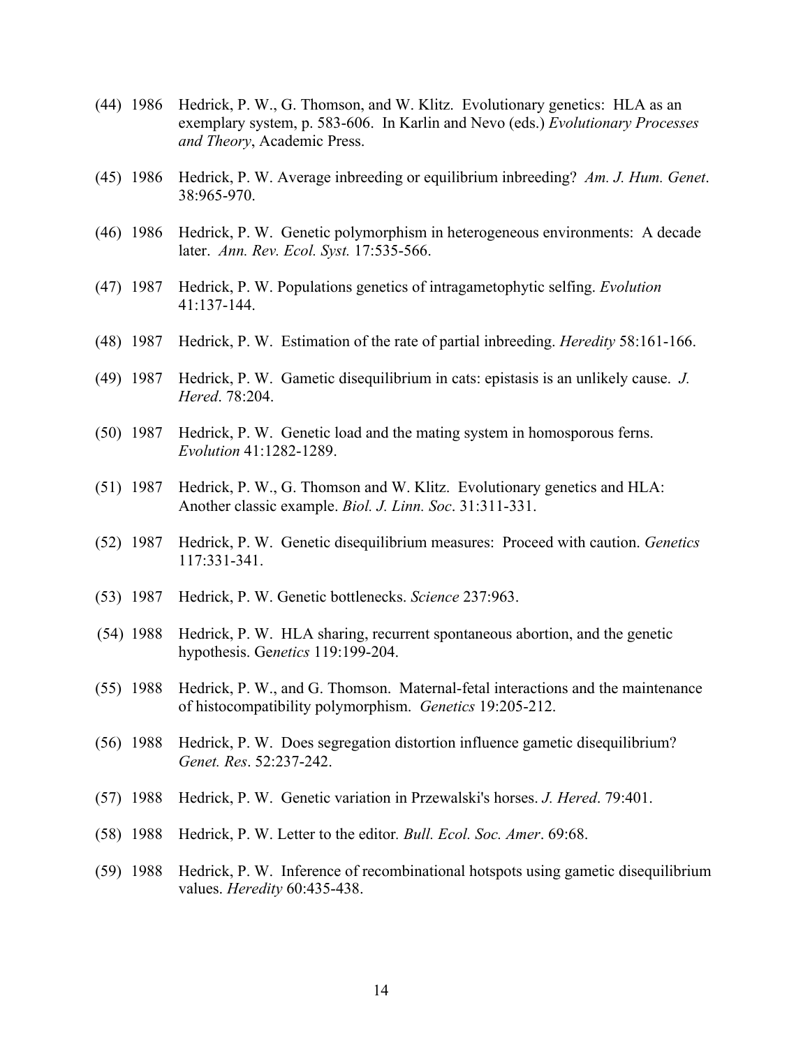(44) 1986 Hedrick, P. W., G. Thomson, and W. Klitz. Evolutionary genetics: HLA as an exemplary system, p. 583-606. In Karlin and Nevo (eds.) *Evolutionary Processes and Theory*, Academic Press.

(45) 1986 Hedrick, P. W. Average inbreeding or equilibrium inbreeding? *Am. J. Hum. Genet*. 38:965-970.

(46) 1986 Hedrick, P. W. Genetic polymorphism in heterogeneous environments: A decade later. *Ann. Rev. Ecol. Syst.* 17:535-566.

(47) 1987 Hedrick, P. W. Populations genetics of intragametophytic selfing. *Evolution* 41:137-144.

(48) 1987 Hedrick, P. W. Estimation of the rate of partial inbreeding. *Heredity* 58:161-166.

(49) 1987 Hedrick, P. W. Gametic disequilibrium in cats: epistasis is an unlikely cause. *J. Hered*. 78:204.

(50) 1987 Hedrick, P. W. Genetic load and the mating system in homosporous ferns. *Evolution* 41:1282-1289.

(51) 1987 Hedrick, P. W., G. Thomson and W. Klitz. Evolutionary genetics and HLA: Another classic example. *Biol. J. Linn. Soc*. 31:311-331.

(52) 1987 Hedrick, P. W. Genetic disequilibrium measures: Proceed with caution. *Genetics* 117:331-341.

(53) 1987 Hedrick, P. W. Genetic bottlenecks. *Science* 237:963.

(54) 1988 Hedrick, P. W. HLA sharing, recurrent spontaneous abortion, and the genetic hypothesis. Ge*netics* 119:199-204.

(55) 1988 Hedrick, P. W., and G. Thomson. Maternal-fetal interactions and the maintenance of histocompatibility polymorphism. *Genetics* 19:205-212.

(56) 1988 Hedrick, P. W. Does segregation distortion influence gametic disequilibrium? *Genet. Res*. 52:237-242.

(57) 1988 Hedrick, P. W. Genetic variation in Przewalski's horses. *J. Hered*. 79:401.

(58) 1988 Hedrick, P. W. Letter to the editor*. Bull. Ecol. Soc. Amer*. 69:68.

(59) 1988 Hedrick, P. W. Inference of recombinational hotspots using gametic disequilibrium values. *Heredity* 60:435-438.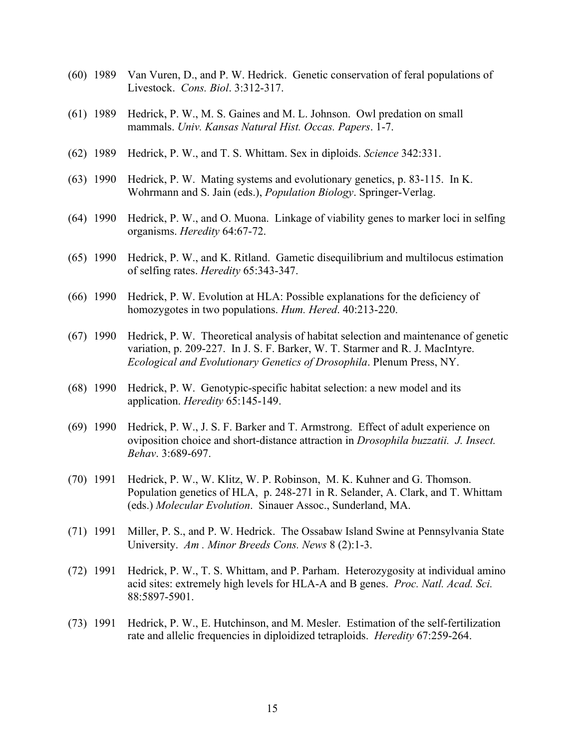(60) 1989 Van Vuren, D., and P. W. Hedrick. Genetic conservation of feral populations of Livestock. *Cons. Biol*. 3:312-317.

(61) 1989 Hedrick, P. W., M. S. Gaines and M. L. Johnson. Owl predation on small mammals. *Univ. Kansas Natural Hist. Occas. Papers*. 1-7.

(62) 1989 Hedrick, P. W., and T. S. Whittam. Sex in diploids. *Science* 342:331.

(63) 1990 Hedrick, P. W. Mating systems and evolutionary genetics, p. 83-115. In K. Wohrmann and S. Jain (eds.), *Population Biology*. Springer-Verlag.

(64) 1990 Hedrick, P. W., and O. Muona. Linkage of viability genes to marker loci in selfing organisms. *Heredity* 64:67-72.

(65) 1990 Hedrick, P. W., and K. Ritland. Gametic disequilibrium and multilocus estimation of selfing rates. *Heredity* 65:343-347.

(66) 1990 Hedrick, P. W. Evolution at HLA: Possible explanations for the deficiency of homozygotes in two populations. *Hum. Hered*. 40:213-220.

(67) 1990 Hedrick, P. W. Theoretical analysis of habitat selection and maintenance of genetic variation, p. 209-227. In J. S. F. Barker, W. T. Starmer and R. J. MacIntyre. *Ecological and Evolutionary Genetics of Drosophila*. Plenum Press, NY.

(68) 1990 Hedrick, P. W. Genotypic-specific habitat selection: a new model and its application. *Heredity* 65:145-149.

(69) 1990 Hedrick, P. W., J. S. F. Barker and T. Armstrong. Effect of adult experience on oviposition choice and short-distance attraction in *Drosophila buzzatii. J. Insect. Behav*. 3:689-697.

(70) 1991 Hedrick, P. W., W. Klitz, W. P. Robinson, M. K. Kuhner and G. Thomson. Population genetics of HLA, p. 248-271 in R. Selander, A. Clark, and T. Whittam (eds.) *Molecular Evolution*. Sinauer Assoc., Sunderland, MA.

(71) 1991 Miller, P. S., and P. W. Hedrick. The Ossabaw Island Swine at Pennsylvania State University. *Am . Minor Breeds Cons. News* 8 (2):1-3.

(72) 1991 Hedrick, P. W., T. S. Whittam, and P. Parham. Heterozygosity at individual amino acid sites: extremely high levels for HLA-A and B genes. *Proc. Natl. Acad. Sci.* 88:5897-5901.

(73) 1991 Hedrick, P. W., E. Hutchinson, and M. Mesler. Estimation of the self-fertilization rate and allelic frequencies in diploidized tetraploids. *Heredity* 67:259-264.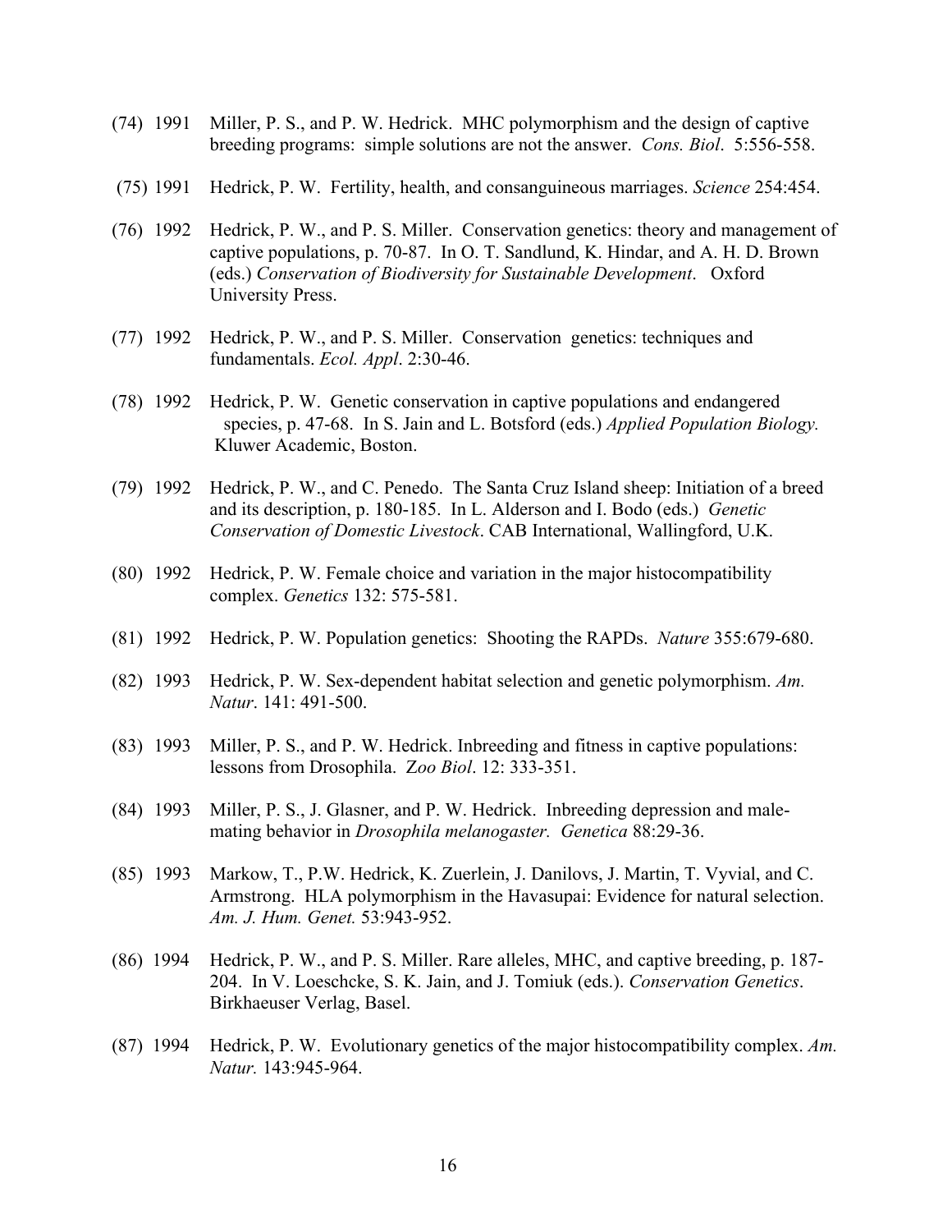(74) 1991 Miller, P. S., and P. W. Hedrick. MHC polymorphism and the design of captive breeding programs: simple solutions are not the answer. *Cons. Biol*. 5:556-558.

(75) 1991 Hedrick, P. W. Fertility, health, and consanguineous marriages. *Science* 254:454.

(76) 1992 Hedrick, P. W., and P. S. Miller. Conservation genetics: theory and management of captive populations, p. 70-87. In O. T. Sandlund, K. Hindar, and A. H. D. Brown (eds.) *Conservation of Biodiversity for Sustainable Development*. Oxford University Press.

(77) 1992 Hedrick, P. W., and P. S. Miller. Conservation genetics: techniques and fundamentals. *Ecol. Appl*. 2:30-46.

(78) 1992 Hedrick, P. W. Genetic conservation in captive populations and endangered species, p. 47-68. In S. Jain and L. Botsford (eds.) *Applied Population Biology.* Kluwer Academic, Boston.

(79) 1992 Hedrick, P. W., and C. Penedo. The Santa Cruz Island sheep: Initiation of a breed and its description, p. 180-185. In L. Alderson and I. Bodo (eds.) *Genetic Conservation of Domestic Livestock*. CAB International, Wallingford, U.K.

(80) 1992 Hedrick, P. W. Female choice and variation in the major histocompatibility complex. *Genetics* 132: 575-581.

(81) 1992 Hedrick, P. W. Population genetics: Shooting the RAPDs. *Nature* 355:679-680.

(82) 1993 Hedrick, P. W. Sex-dependent habitat selection and genetic polymorphism. *Am. Natur*. 141: 491-500.

(83) 1993 Miller, P. S., and P. W. Hedrick. Inbreeding and fitness in captive populations: lessons from Drosophila. Z*oo Biol*. 12: 333-351.

(84) 1993 Miller, P. S., J. Glasner, and P. W. Hedrick. Inbreeding depression and male-mating behavior in *Drosophila melanogaster. Genetica* 88:29-36.

(85) 1993 Markow, T., P.W. Hedrick, K. Zuerlein, J. Danilovs, J. Martin, T. Vyvial, and C. Armstrong. HLA polymorphism in the Havasupai: Evidence for natural selection. *Am. J. Hum. Genet.* 53:943-952.

(86) 1994 Hedrick, P. W., and P. S. Miller. Rare alleles, MHC, and captive breeding, p. 187-204. In V. Loeschcke, S. K. Jain, and J. Tomiuk (eds.). *Conservation Genetics*. Birkhaeuser Verlag, Basel.

(87) 1994 Hedrick, P. W. Evolutionary genetics of the major histocompatibility complex. *Am. Natur.* 143:945-964.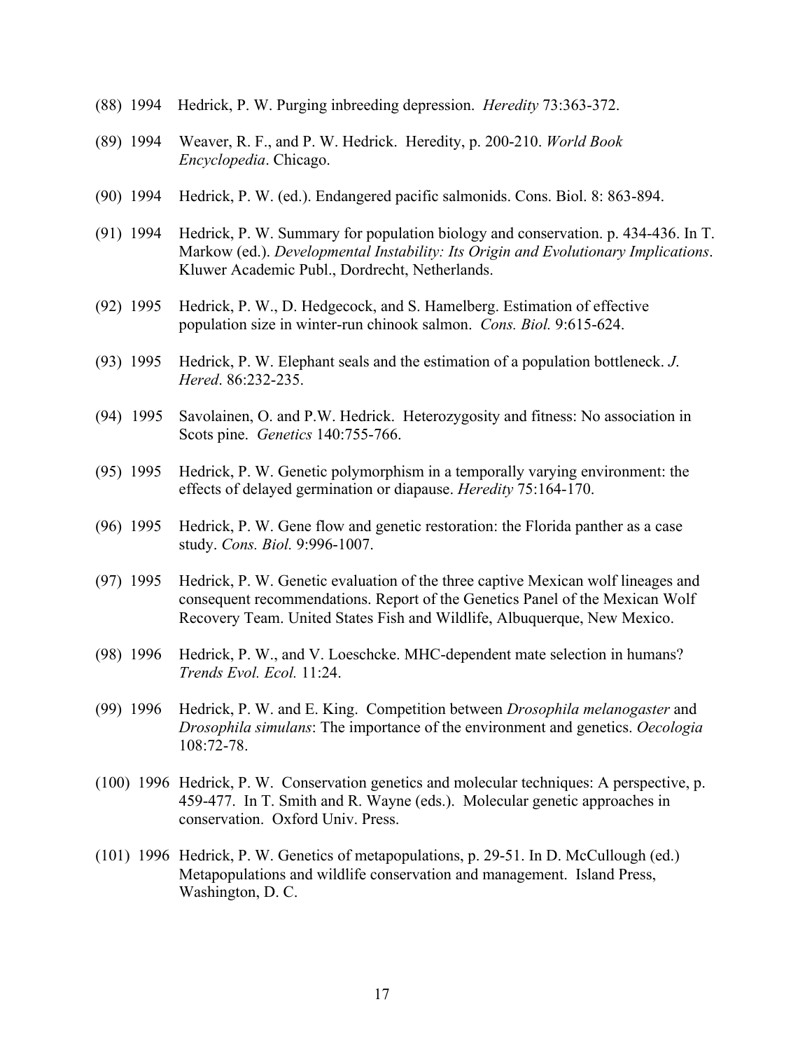(88) 1994 Hedrick, P. W. Purging inbreeding depression. *Heredity* 73:363-372.

(89) 1994 Weaver, R. F., and P. W. Hedrick. Heredity, p. 200-210. *World Book Encyclopedia*. Chicago.

(90) 1994 Hedrick, P. W. (ed.). Endangered pacific salmonids. Cons. Biol. 8: 863-894.

(91) 1994 Hedrick, P. W. Summary for population biology and conservation. p. 434-436. In T. Markow (ed.). *Developmental Instability: Its Origin and Evolutionary Implications*. Kluwer Academic Publ., Dordrecht, Netherlands.

(92) 1995 Hedrick, P. W., D. Hedgecock, and S. Hamelberg. Estimation of effective population size in winter-run chinook salmon. *Cons. Biol.* 9:615-624.

(93) 1995 Hedrick, P. W. Elephant seals and the estimation of a population bottleneck. *J. Hered*. 86:232-235.

(94) 1995 Savolainen, O. and P.W. Hedrick. Heterozygosity and fitness: No association in Scots pine. *Genetics* 140:755-766.

(95) 1995 Hedrick, P. W. Genetic polymorphism in a temporally varying environment: the effects of delayed germination or diapause. *Heredity* 75:164-170.

(96) 1995 Hedrick, P. W. Gene flow and genetic restoration: the Florida panther as a case study. *Cons. Biol.* 9:996-1007.

(97) 1995 Hedrick, P. W. Genetic evaluation of the three captive Mexican wolf lineages and consequent recommendations. Report of the Genetics Panel of the Mexican Wolf Recovery Team. United States Fish and Wildlife, Albuquerque, New Mexico.

(98) 1996 Hedrick, P. W., and V. Loeschcke. MHC-dependent mate selection in humans? *Trends Evol. Ecol.* 11:24.

(99) 1996 Hedrick, P. W. and E. King. Competition between *Drosophila melanogaster* and *Drosophila simulans*: The importance of the environment and genetics. *Oecologia* 108:72-78.

(100) 1996 Hedrick, P. W. Conservation genetics and molecular techniques: A perspective, p. 459-477. In T. Smith and R. Wayne (eds.). Molecular genetic approaches in conservation. Oxford Univ. Press.

(101) 1996 Hedrick, P. W. Genetics of metapopulations, p. 29-51. In D. McCullough (ed.) Metapopulations and wildlife conservation and management. Island Press, Washington, D. C.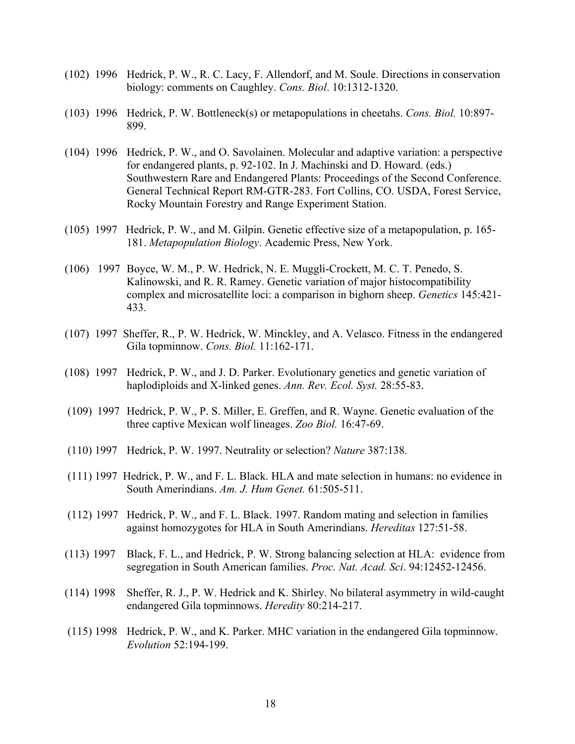(102) 1996 Hedrick, P. W., R. C. Lacy, F. Allendorf, and M. Soule. Directions in conservation biology: comments on Caughley. *Cons. Biol*. 10:1312-1320.

(103) 1996 Hedrick, P. W. Bottleneck(s) or metapopulations in cheetahs. *Cons. Biol.* 10:897-899.

(104) 1996 Hedrick, P. W., and O. Savolainen. Molecular and adaptive variation: a perspective for endangered plants, p. 92-102. In J. Machinski and D. Howard. (eds.) Southwestern Rare and Endangered Plants: Proceedings of the Second Conference. General Technical Report RM-GTR-283. Fort Collins, CO. USDA, Forest Service, Rocky Mountain Forestry and Range Experiment Station.

(105) 1997 Hedrick, P. W., and M. Gilpin. Genetic effective size of a metapopulation, p. 165-181. *Metapopulation Biology*. Academic Press, New York.

(106) 1997 Boyce, W. M., P. W. Hedrick, N. E. Muggli-Crockett, M. C. T. Penedo, S. Kalinowski, and R. R. Ramey. Genetic variation of major histocompatibility complex and microsatellite loci: a comparison in bighorn sheep. *Genetics* 145:421-433.

(107) 1997 Sheffer, R., P. W. Hedrick, W. Minckley, and A. Velasco. Fitness in the endangered Gila topminnow. *Cons. Biol.* 11:162-171.

(108) 1997 Hedrick, P. W., and J. D. Parker. Evolutionary genetics and genetic variation of haplodiploids and X-linked genes. *Ann. Rev. Ecol. Syst.* 28:55-83.

(109) 1997 Hedrick, P. W., P. S. Miller, E. Greffen, and R. Wayne. Genetic evaluation of the three captive Mexican wolf lineages. *Zoo Biol.* 16:47-69.

(110) 1997 Hedrick, P. W. 1997. Neutrality or selection? *Nature* 387:138.

(111) 1997 Hedrick, P. W., and F. L. Black. HLA and mate selection in humans: no evidence in South Amerindians. *Am. J. Hum Genet.* 61:505-511.

(112) 1997 Hedrick, P. W., and F. L. Black. 1997. Random mating and selection in families against homozygotes for HLA in South Amerindians. *Hereditas* 127:51-58.

(113) 1997 Black, F. L., and Hedrick, P. W. Strong balancing selection at HLA: evidence from segregation in South American families. *Proc. Nat. Acad. Sci*. 94:12452-12456.

(114) 1998 Sheffer, R. J., P. W. Hedrick and K. Shirley. No bilateral asymmetry in wild-caught endangered Gila topminnows. *Heredity* 80:214-217.

(115) 1998 Hedrick, P. W., and K. Parker. MHC variation in the endangered Gila topminnow. *Evolution* 52:194-199.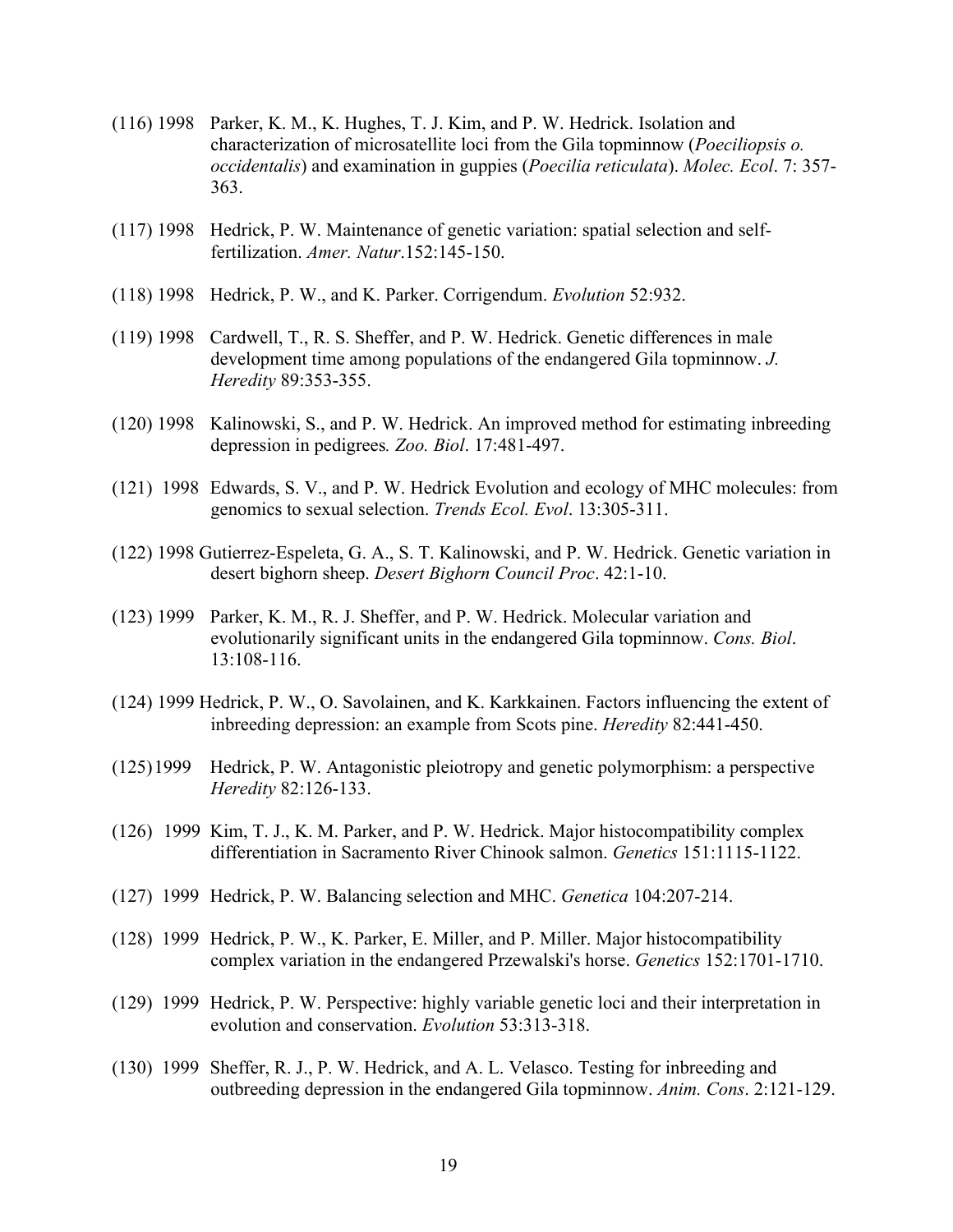(116) 1998 Parker, K. M., K. Hughes, T. J. Kim, and P. W. Hedrick. Isolation and characterization of microsatellite loci from the Gila topminnow (*Poeciliopsis o. occidentalis*) and examination in guppies (*Poecilia reticulata*). *Molec. Ecol*. 7: 357-363.

(117) 1998 Hedrick, P. W. Maintenance of genetic variation: spatial selection and self-fertilization. *Amer. Natur*.152:145-150.

(118) 1998 Hedrick, P. W., and K. Parker. Corrigendum. *Evolution* 52:932.

(119) 1998 Cardwell, T., R. S. Sheffer, and P. W. Hedrick. Genetic differences in male development time among populations of the endangered Gila topminnow. *J. Heredity* 89:353-355.

(120) 1998 Kalinowski, S., and P. W. Hedrick. An improved method for estimating inbreeding depression in pedigrees*. Zoo. Biol*. 17:481-497.

(121) 1998 Edwards, S. V., and P. W. Hedrick Evolution and ecology of MHC molecules: from genomics to sexual selection. *Trends Ecol. Evol*. 13:305-311.

(122) 1998 Gutierrez-Espeleta, G. A., S. T. Kalinowski, and P. W. Hedrick. Genetic variation in desert bighorn sheep. *Desert Bighorn Council Proc*. 42:1-10.

(123) 1999 Parker, K. M., R. J. Sheffer, and P. W. Hedrick. Molecular variation and evolutionarily significant units in the endangered Gila topminnow. *Cons. Biol*. 13:108-116.

(124) 1999 Hedrick, P. W., O. Savolainen, and K. Karkkainen. Factors influencing the extent of inbreeding depression: an example from Scots pine. *Heredity* 82:441-450.

(125)1999 Hedrick, P. W. Antagonistic pleiotropy and genetic polymorphism: a perspective *Heredity* 82:126-133.

(126) 1999 Kim, T. J., K. M. Parker, and P. W. Hedrick. Major histocompatibility complex differentiation in Sacramento River Chinook salmon. *Genetics* 151:1115-1122.

(127) 1999 Hedrick, P. W. Balancing selection and MHC. *Genetica* 104:207-214.

(128) 1999 Hedrick, P. W., K. Parker, E. Miller, and P. Miller. Major histocompatibility complex variation in the endangered Przewalski's horse. *Genetics* 152:1701-1710.

(129) 1999 Hedrick, P. W. Perspective: highly variable genetic loci and their interpretation in evolution and conservation. *Evolution* 53:313-318.

(130) 1999 Sheffer, R. J., P. W. Hedrick, and A. L. Velasco. Testing for inbreeding and outbreeding depression in the endangered Gila topminnow. *Anim. Cons*. 2:121-129.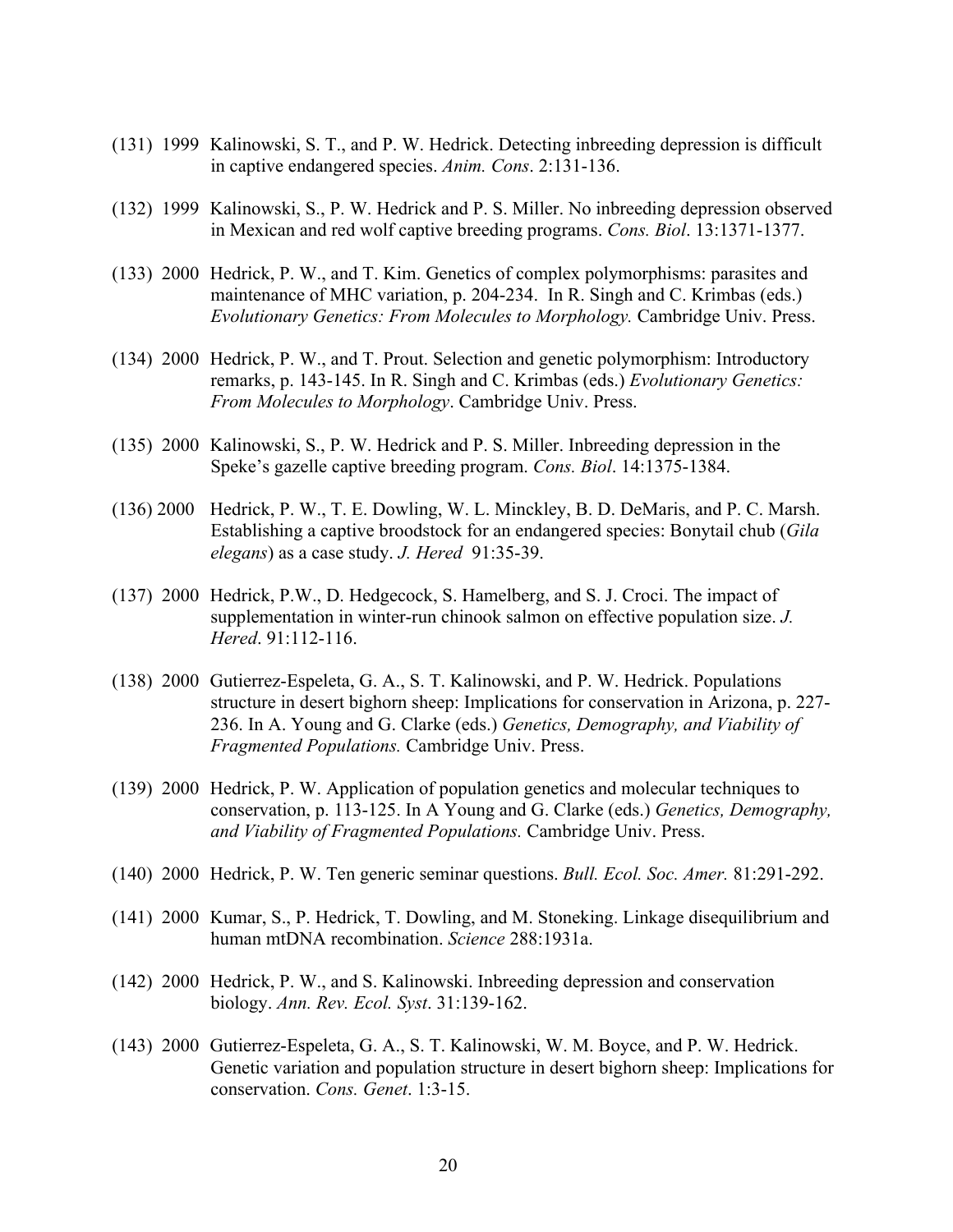(131) 1999 Kalinowski, S. T., and P. W. Hedrick. Detecting inbreeding depression is difficult in captive endangered species. *Anim. Cons*. 2:131-136.

(132) 1999 Kalinowski, S., P. W. Hedrick and P. S. Miller. No inbreeding depression observed in Mexican and red wolf captive breeding programs. *Cons. Biol*. 13:1371-1377.

(133) 2000 Hedrick, P. W., and T. Kim. Genetics of complex polymorphisms: parasites and maintenance of MHC variation, p. 204-234. In R. Singh and C. Krimbas (eds.) *Evolutionary Genetics: From Molecules to Morphology.* Cambridge Univ. Press.

(134) 2000 Hedrick, P. W., and T. Prout. Selection and genetic polymorphism: Introductory remarks, p. 143-145. In R. Singh and C. Krimbas (eds.) *Evolutionary Genetics: From Molecules to Morphology*. Cambridge Univ. Press.

(135) 2000 Kalinowski, S., P. W. Hedrick and P. S. Miller. Inbreeding depression in the Speke's gazelle captive breeding program. *Cons. Biol*. 14:1375-1384.

(136) 2000 Hedrick, P. W., T. E. Dowling, W. L. Minckley, B. D. DeMaris, and P. C. Marsh. Establishing a captive broodstock for an endangered species: Bonytail chub (*Gila elegans*) as a case study. *J. Hered* 91:35-39.

(137) 2000 Hedrick, P.W., D. Hedgecock, S. Hamelberg, and S. J. Croci. The impact of supplementation in winter-run chinook salmon on effective population size. *J. Hered*. 91:112-116.

(138) 2000 Gutierrez-Espeleta, G. A., S. T. Kalinowski, and P. W. Hedrick. Populations structure in desert bighorn sheep: Implications for conservation in Arizona, p. 227-236. In A. Young and G. Clarke (eds.) *Genetics, Demography, and Viability of Fragmented Populations.* Cambridge Univ. Press.

(139) 2000 Hedrick, P. W. Application of population genetics and molecular techniques to conservation, p. 113-125. In A Young and G. Clarke (eds.) *Genetics, Demography, and Viability of Fragmented Populations.* Cambridge Univ. Press.

(140) 2000 Hedrick, P. W. Ten generic seminar questions. *Bull. Ecol. Soc. Amer.* 81:291-292.

(141) 2000 Kumar, S., P. Hedrick, T. Dowling, and M. Stoneking. Linkage disequilibrium and human mtDNA recombination. *Science* 288:1931a.

(142) 2000 Hedrick, P. W., and S. Kalinowski. Inbreeding depression and conservation biology. *Ann. Rev. Ecol. Syst*. 31:139-162.

(143) 2000 Gutierrez-Espeleta, G. A., S. T. Kalinowski, W. M. Boyce, and P. W. Hedrick. Genetic variation and population structure in desert bighorn sheep: Implications for conservation. *Cons. Genet*. 1:3-15.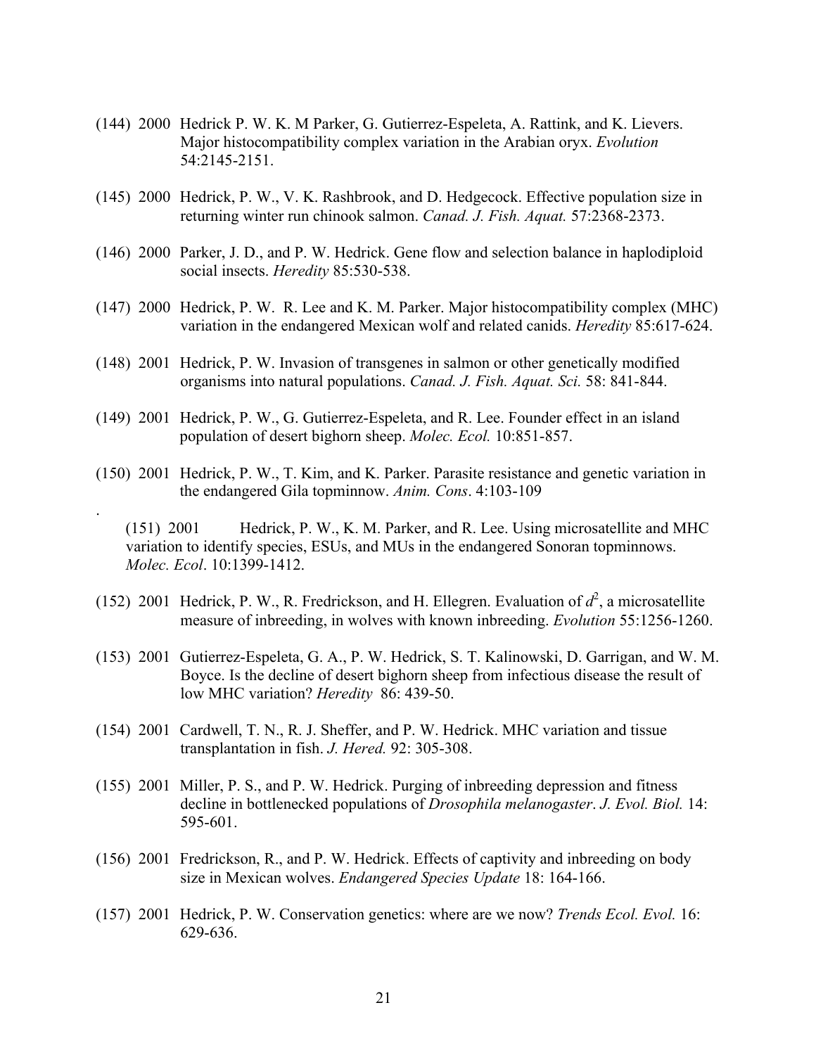(144) 2000 Hedrick P. W. K. M Parker, G. Gutierrez-Espeleta, A. Rattink, and K. Lievers. Major histocompatibility complex variation in the Arabian oryx. *Evolution* 54:2145-2151.

(145) 2000 Hedrick, P. W., V. K. Rashbrook, and D. Hedgecock. Effective population size in returning winter run chinook salmon. *Canad. J. Fish. Aquat.* 57:2368-2373.

(146) 2000 Parker, J. D., and P. W. Hedrick. Gene flow and selection balance in haplodiploid social insects. *Heredity* 85:530-538.

(147) 2000 Hedrick, P. W. R. Lee and K. M. Parker. Major histocompatibility complex (MHC) variation in the endangered Mexican wolf and related canids. *Heredity* 85:617-624.

(148) 2001 Hedrick, P. W. Invasion of transgenes in salmon or other genetically modified organisms into natural populations. *Canad. J. Fish. Aquat. Sci.* 58: 841-844.

(149) 2001 Hedrick, P. W., G. Gutierrez-Espeleta, and R. Lee. Founder effect in an island population of desert bighorn sheep. *Molec. Ecol.* 10:851-857.

(150) 2001 Hedrick, P. W., T. Kim, and K. Parker. Parasite resistance and genetic variation in the endangered Gila topminnow. *Anim. Cons*. 4:103-109

.

(151) 2001 Hedrick, P. W., K. M. Parker, and R. Lee. Using microsatellite and MHC variation to identify species, ESUs, and MUs in the endangered Sonoran topminnows. *Molec. Ecol*. 10:1399-1412.

(152) 2001 Hedrick, P. W., R. Fredrickson, and H. Ellegren. Evaluation of $d^2$, a microsatellite measure of inbreeding, in wolves with known inbreeding. *Evolution* 55:1256-1260.

(153) 2001 Gutierrez-Espeleta, G. A., P. W. Hedrick, S. T. Kalinowski, D. Garrigan, and W. M. Boyce. Is the decline of desert bighorn sheep from infectious disease the result of low MHC variation? *Heredity* 86: 439-50.

(154) 2001 Cardwell, T. N., R. J. Sheffer, and P. W. Hedrick. MHC variation and tissue transplantation in fish. *J. Hered.* 92: 305-308.

(155) 2001 Miller, P. S., and P. W. Hedrick. Purging of inbreeding depression and fitness decline in bottlenecked populations of *Drosophila melanogaster*. *J. Evol. Biol.* 14: 595-601.

(156) 2001 Fredrickson, R., and P. W. Hedrick. Effects of captivity and inbreeding on body size in Mexican wolves. *Endangered Species Update* 18: 164-166.

(157) 2001 Hedrick, P. W. Conservation genetics: where are we now? *Trends Ecol. Evol.* 16: 629-636.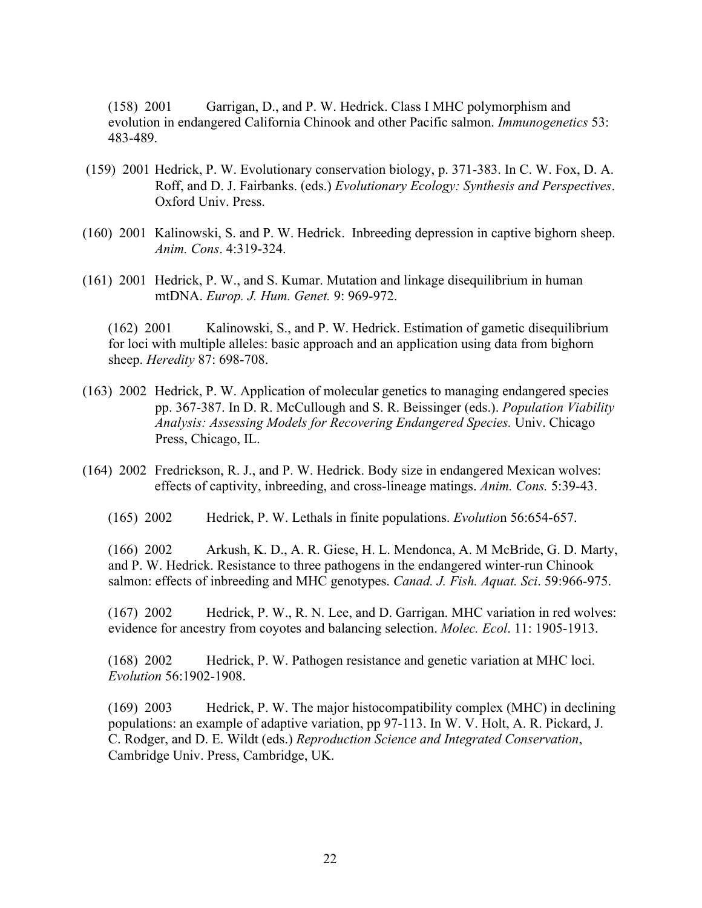(158) 2001 Garrigan, D., and P. W. Hedrick. Class I MHC polymorphism and evolution in endangered California Chinook and other Pacific salmon. *Immunogenetics* 53: 483-489.

(159) 2001 Hedrick, P. W. Evolutionary conservation biology, p. 371-383. In C. W. Fox, D. A. Roff, and D. J. Fairbanks. (eds.) *Evolutionary Ecology: Synthesis and Perspectives*. Oxford Univ. Press.

(160) 2001 Kalinowski, S. and P. W. Hedrick. Inbreeding depression in captive bighorn sheep. *Anim. Cons*. 4:319-324.

(161) 2001 Hedrick, P. W., and S. Kumar. Mutation and linkage disequilibrium in human mtDNA. *Europ. J. Hum. Genet.* 9: 969-972.

(162) 2001 Kalinowski, S., and P. W. Hedrick. Estimation of gametic disequilibrium for loci with multiple alleles: basic approach and an application using data from bighorn sheep. *Heredity* 87: 698-708.

(163) 2002 Hedrick, P. W. Application of molecular genetics to managing endangered species pp. 367-387. In D. R. McCullough and S. R. Beissinger (eds.). *Population Viability Analysis: Assessing Models for Recovering Endangered Species.* Univ. Chicago Press, Chicago, IL.

(164) 2002 Fredrickson, R. J., and P. W. Hedrick. Body size in endangered Mexican wolves: effects of captivity, inbreeding, and cross-lineage matings. *Anim. Cons.* 5:39-43.

(165) 2002 Hedrick, P. W. Lethals in finite populations. *Evolutio*n 56:654-657.

(166) 2002 Arkush, K. D., A. R. Giese, H. L. Mendonca, A. M McBride, G. D. Marty, and P. W. Hedrick. Resistance to three pathogens in the endangered winter-run Chinook salmon: effects of inbreeding and MHC genotypes. *Canad. J. Fish. Aquat. Sci*. 59:966-975.

(167) 2002 Hedrick, P. W., R. N. Lee, and D. Garrigan. MHC variation in red wolves: evidence for ancestry from coyotes and balancing selection. *Molec. Ecol*. 11: 1905-1913.

(168) 2002 Hedrick, P. W. Pathogen resistance and genetic variation at MHC loci. *Evolution* 56:1902-1908.

(169) 2003 Hedrick, P. W. The major histocompatibility complex (MHC) in declining populations: an example of adaptive variation, pp 97-113. In W. V. Holt, A. R. Pickard, J. C. Rodger, and D. E. Wildt (eds.) *Reproduction Science and Integrated Conservation*, Cambridge Univ. Press, Cambridge, UK.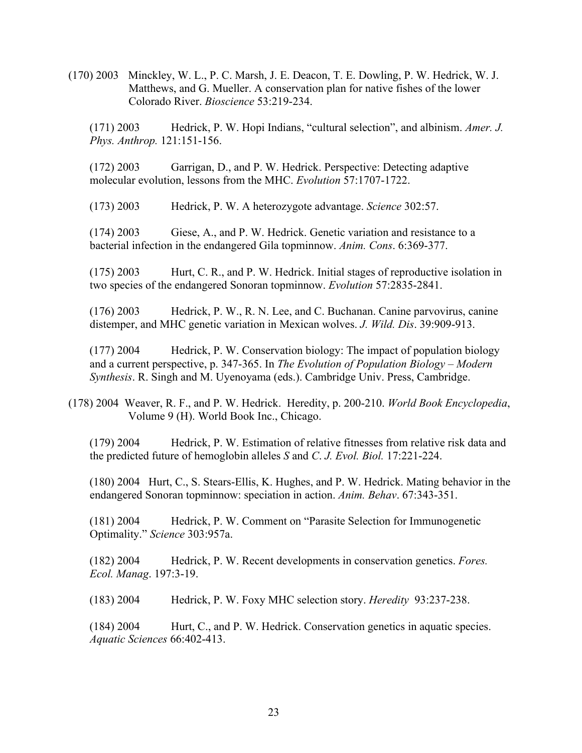(170) 2003 Minckley, W. L., P. C. Marsh, J. E. Deacon, T. E. Dowling, P. W. Hedrick, W. J. Matthews, and G. Mueller. A conservation plan for native fishes of the lower Colorado River. *Bioscience* 53:219-234.

(171) 2003 Hedrick, P. W. Hopi Indians, "cultural selection", and albinism. *Amer. J. Phys. Anthrop.* 121:151-156.

(172) 2003 Garrigan, D., and P. W. Hedrick. Perspective: Detecting adaptive molecular evolution, lessons from the MHC. *Evolution* 57:1707-1722.

(173) 2003 Hedrick, P. W. A heterozygote advantage. *Science* 302:57.

(174) 2003 Giese, A., and P. W. Hedrick. Genetic variation and resistance to a bacterial infection in the endangered Gila topminnow. *Anim. Cons*. 6:369-377.

(175) 2003 Hurt, C. R., and P. W. Hedrick. Initial stages of reproductive isolation in two species of the endangered Sonoran topminnow. *Evolution* 57:2835-2841.

(176) 2003 Hedrick, P. W., R. N. Lee, and C. Buchanan. Canine parvovirus, canine distemper, and MHC genetic variation in Mexican wolves. *J. Wild. Dis*. 39:909-913.

(177) 2004 Hedrick, P. W. Conservation biology: The impact of population biology and a current perspective, p. 347-365. In *The Evolution of Population Biology – Modern Synthesis*. R. Singh and M. Uyenoyama (eds.). Cambridge Univ. Press, Cambridge.

(178) 2004 Weaver, R. F., and P. W. Hedrick. Heredity, p. 200-210. *World Book Encyclopedia*, Volume 9 (H). World Book Inc., Chicago.

(179) 2004 Hedrick, P. W. Estimation of relative fitnesses from relative risk data and the predicted future of hemoglobin alleles *S* and *C*. *J. Evol. Biol.* 17:221-224.

(180) 2004 Hurt, C., S. Stears-Ellis, K. Hughes, and P. W. Hedrick. Mating behavior in the endangered Sonoran topminnow: speciation in action. *Anim. Behav*. 67:343-351.

(181) 2004 Hedrick, P. W. Comment on "Parasite Selection for Immunogenetic Optimality." *Science* 303:957a.

(182) 2004 Hedrick, P. W. Recent developments in conservation genetics. *Fores. Ecol. Manag*. 197:3-19.

(183) 2004 Hedrick, P. W. Foxy MHC selection story. *Heredity* 93:237-238.

(184) 2004 Hurt, C., and P. W. Hedrick. Conservation genetics in aquatic species. *Aquatic Sciences* 66:402-413.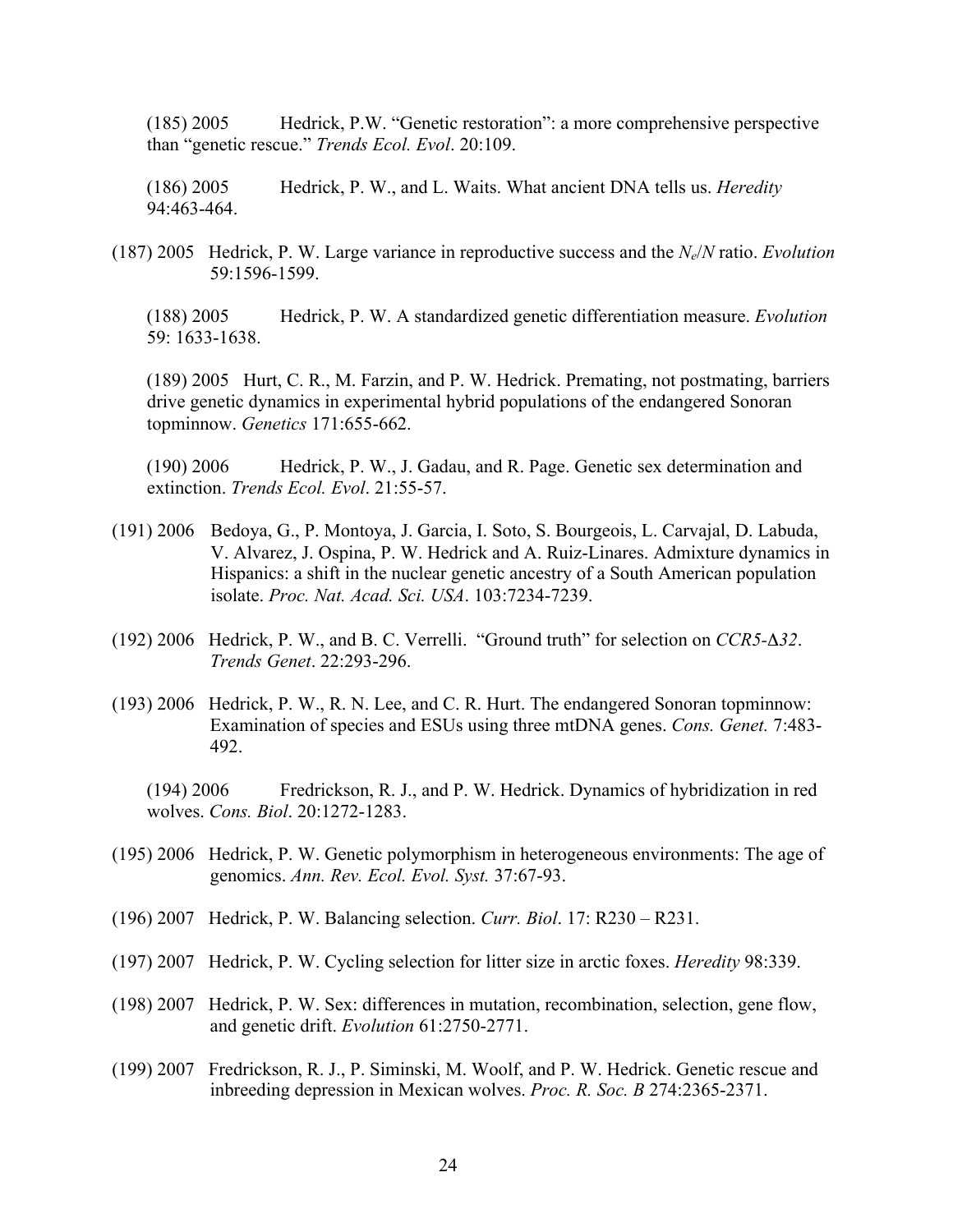(185) 2005 Hedrick, P.W. "Genetic restoration": a more comprehensive perspective than "genetic rescue." *Trends Ecol. Evol*. 20:109.

(186) 2005 Hedrick, P. W., and L. Waits. What ancient DNA tells us. *Heredity* 94:463-464.

(187) 2005 Hedrick, P. W. Large variance in reproductive success and the $N_e/N$ ratio. *Evolution* 59:1596-1599.

(188) 2005 Hedrick, P. W. A standardized genetic differentiation measure. *Evolution* 59: 1633-1638.

(189) 2005 Hurt, C. R., M. Farzin, and P. W. Hedrick. Premating, not postmating, barriers drive genetic dynamics in experimental hybrid populations of the endangered Sonoran topminnow. *Genetics* 171:655-662.

(190) 2006 Hedrick, P. W., J. Gadau, and R. Page. Genetic sex determination and extinction. *Trends Ecol. Evol*. 21:55-57.

(191) 2006 Bedoya, G., P. Montoya, J. Garcia, I. Soto, S. Bourgeois, L. Carvajal, D. Labuda, V. Alvarez, J. Ospina, P. W. Hedrick and A. Ruiz-Linares. Admixture dynamics in Hispanics: a shift in the nuclear genetic ancestry of a South American population isolate. *Proc. Nat. Acad. Sci. USA*. 103:7234-7239.

(192) 2006 Hedrick, P. W., and B. C. Verrelli. "Ground truth" for selection on *CCR5-*$\Delta$*32*. *Trends Genet*. 22:293-296.

(193) 2006 Hedrick, P. W., R. N. Lee, and C. R. Hurt. The endangered Sonoran topminnow: Examination of species and ESUs using three mtDNA genes. *Cons. Genet.* 7:483-492.

(194) 2006 Fredrickson, R. J., and P. W. Hedrick. Dynamics of hybridization in red wolves. *Cons. Biol*. 20:1272-1283.

(195) 2006 Hedrick, P. W. Genetic polymorphism in heterogeneous environments: The age of genomics. *Ann. Rev. Ecol. Evol. Syst.* 37:67-93.

(196) 2007 Hedrick, P. W. Balancing selection. *Curr. Biol*. 17: R230 – R231.

(197) 2007 Hedrick, P. W. Cycling selection for litter size in arctic foxes. *Heredity* 98:339.

(198) 2007 Hedrick, P. W. Sex: differences in mutation, recombination, selection, gene flow, and genetic drift. *Evolution* 61:2750-2771.

(199) 2007 Fredrickson, R. J., P. Siminski, M. Woolf, and P. W. Hedrick. Genetic rescue and inbreeding depression in Mexican wolves. *Proc. R. Soc. B* 274:2365-2371.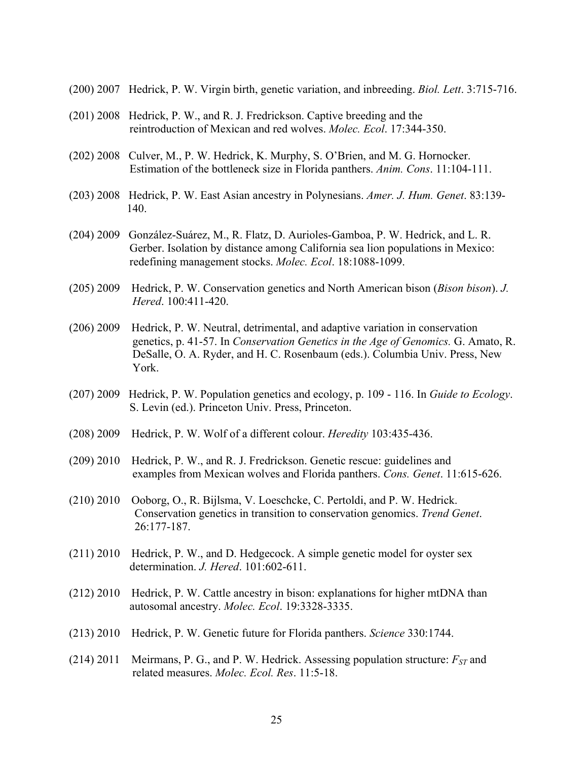(200) 2007 Hedrick, P. W. Virgin birth, genetic variation, and inbreeding. *Biol. Lett*. 3:715-716.

(201) 2008 Hedrick, P. W., and R. J. Fredrickson. Captive breeding and the reintroduction of Mexican and red wolves. *Molec. Ecol*. 17:344-350.

(202) 2008 Culver, M., P. W. Hedrick, K. Murphy, S. O'Brien, and M. G. Hornocker. Estimation of the bottleneck size in Florida panthers. *Anim. Cons*. 11:104-111.

(203) 2008 Hedrick, P. W. East Asian ancestry in Polynesians. *Amer. J. Hum. Genet*. 83:139-140.

(204) 2009 González-Suárez, M., R. Flatz, D. Aurioles-Gamboa, P. W. Hedrick, and L. R. Gerber. Isolation by distance among California sea lion populations in Mexico: redefining management stocks. *Molec. Ecol*. 18:1088-1099.

(205) 2009 Hedrick, P. W. Conservation genetics and North American bison (*Bison bison*). *J. Hered*. 100:411-420.

(206) 2009 Hedrick, P. W. Neutral, detrimental, and adaptive variation in conservation genetics, p. 41-57. In *Conservation Genetics in the Age of Genomics.* G. Amato, R. DeSalle, O. A. Ryder, and H. C. Rosenbaum (eds.). Columbia Univ. Press, New York.

(207) 2009 Hedrick, P. W. Population genetics and ecology, p. 109 - 116. In *Guide to Ecology*. S. Levin (ed.). Princeton Univ. Press, Princeton.

(208) 2009 Hedrick, P. W. Wolf of a different colour. *Heredity* 103:435-436.

(209) 2010 Hedrick, P. W., and R. J. Fredrickson. Genetic rescue: guidelines and examples from Mexican wolves and Florida panthers. *Cons. Genet*. 11:615-626.

(210) 2010 Ooborg, O., R. Bijlsma, V. Loeschcke, C. Pertoldi, and P. W. Hedrick. Conservation genetics in transition to conservation genomics. *Trend Genet*. 26:177-187.

(211) 2010 Hedrick, P. W., and D. Hedgecock. A simple genetic model for oyster sex determination. *J. Hered*. 101:602-611.

(212) 2010 Hedrick, P. W. Cattle ancestry in bison: explanations for higher mtDNA than autosomal ancestry. *Molec. Ecol*. 19:3328-3335.

(213) 2010 Hedrick, P. W. Genetic future for Florida panthers. *Science* 330:1744.

(214) 2011 Meirmans, P. G., and P. W. Hedrick. Assessing population structure: $F_{ST}$ and related measures. *Molec. Ecol. Res*. 11:5-18.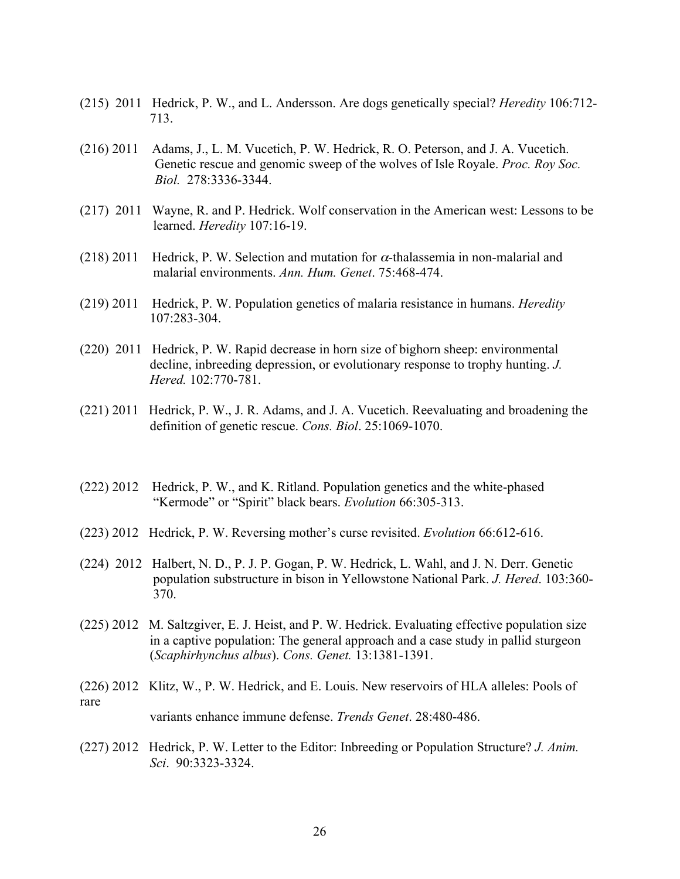(215) 2011 Hedrick, P. W., and L. Andersson. Are dogs genetically special? *Heredity* 106:712-713.

(216) 2011 Adams, J., L. M. Vucetich, P. W. Hedrick, R. O. Peterson, and J. A. Vucetich. Genetic rescue and genomic sweep of the wolves of Isle Royale. *Proc. Roy Soc. Biol.* 278:3336-3344.

(217) 2011 Wayne, R. and P. Hedrick. Wolf conservation in the American west: Lessons to be learned. *Heredity* 107:16-19.

(218) 2011 Hedrick, P. W. Selection and mutation for $\alpha$-thalassemia in non-malarial and malarial environments. *Ann. Hum. Genet*. 75:468-474.

(219) 2011 Hedrick, P. W. Population genetics of malaria resistance in humans. *Heredity* 107:283-304.

(220) 2011 Hedrick, P. W. Rapid decrease in horn size of bighorn sheep: environmental decline, inbreeding depression, or evolutionary response to trophy hunting. *J. Hered.* 102:770-781.

(221) 2011 Hedrick, P. W., J. R. Adams, and J. A. Vucetich. Reevaluating and broadening the definition of genetic rescue. *Cons. Biol*. 25:1069-1070.

(222) 2012 Hedrick, P. W., and K. Ritland. Population genetics and the white-phased "Kermode" or "Spirit" black bears. *Evolution* 66:305-313.

(223) 2012 Hedrick, P. W. Reversing mother's curse revisited. *Evolution* 66:612-616.

(224) 2012 Halbert, N. D., P. J. P. Gogan, P. W. Hedrick, L. Wahl, and J. N. Derr. Genetic population substructure in bison in Yellowstone National Park. *J. Hered*. 103:360-370.

(225) 2012 M. Saltzgiver, E. J. Heist, and P. W. Hedrick. Evaluating effective population size in a captive population: The general approach and a case study in pallid sturgeon (*Scaphirhynchus albus*). *Cons. Genet.* 13:1381-1391.

(226) 2012 Klitz, W., P. W. Hedrick, and E. Louis. New reservoirs of HLA alleles: Pools of rare variants enhance immune defense. *Trends Genet*. 28:480-486.

(227) 2012 Hedrick, P. W. Letter to the Editor: Inbreeding or Population Structure? *J. Anim. Sci*. 90:3323-3324.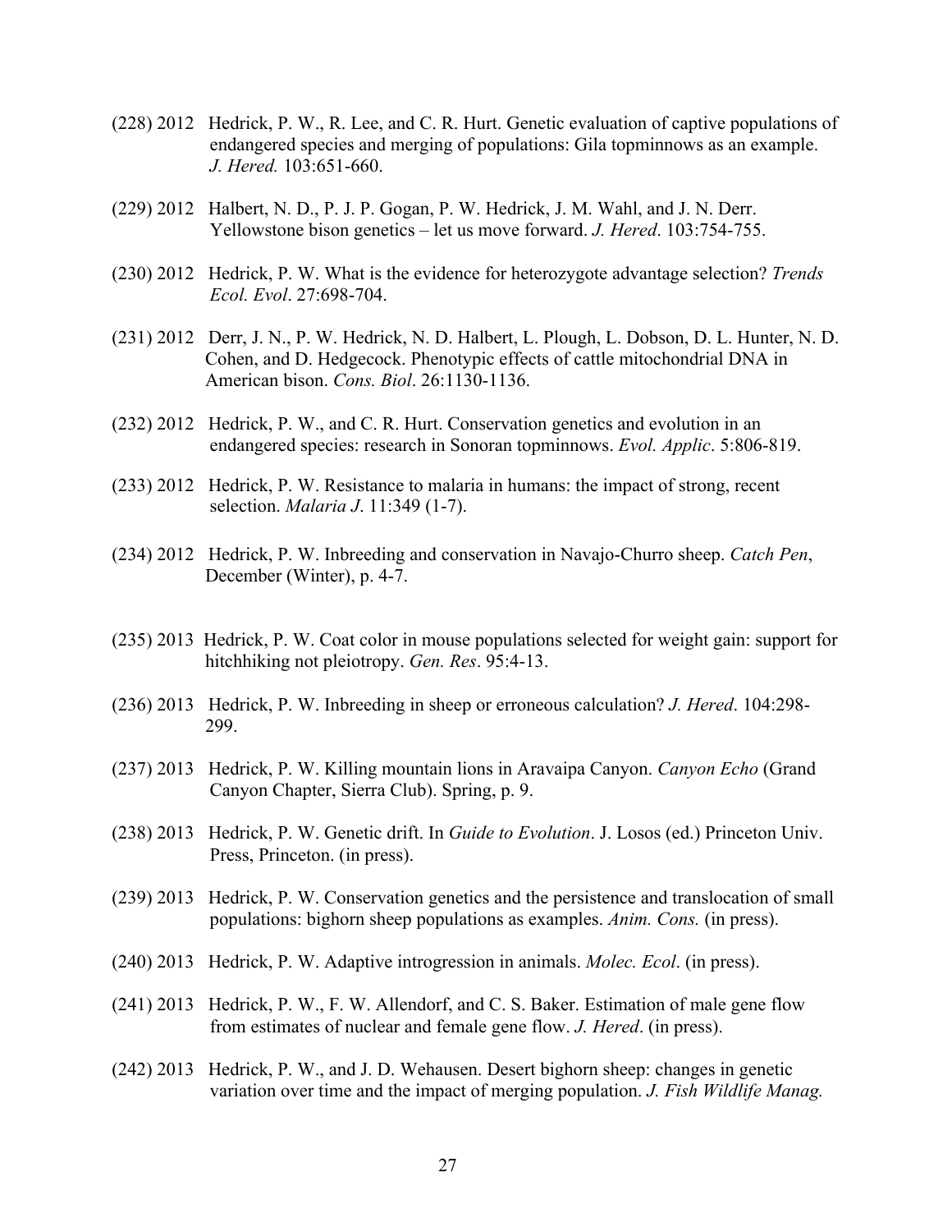(228) 2012 Hedrick, P. W., R. Lee, and C. R. Hurt. Genetic evaluation of captive populations of endangered species and merging of populations: Gila topminnows as an example. *J. Hered.* 103:651-660.

(229) 2012 Halbert, N. D., P. J. P. Gogan, P. W. Hedrick, J. M. Wahl, and J. N. Derr. Yellowstone bison genetics – let us move forward. *J. Hered*. 103:754-755.

(230) 2012 Hedrick, P. W. What is the evidence for heterozygote advantage selection? *Trends Ecol. Evol*. 27:698-704.

(231) 2012 Derr, J. N., P. W. Hedrick, N. D. Halbert, L. Plough, L. Dobson, D. L. Hunter, N. D. Cohen, and D. Hedgecock. Phenotypic effects of cattle mitochondrial DNA in American bison. *Cons. Biol*. 26:1130-1136.

(232) 2012 Hedrick, P. W., and C. R. Hurt. Conservation genetics and evolution in an endangered species: research in Sonoran topminnows. *Evol. Applic*. 5:806-819.

(233) 2012 Hedrick, P. W. Resistance to malaria in humans: the impact of strong, recent selection. *Malaria J*. 11:349 (1-7).

(234) 2012 Hedrick, P. W. Inbreeding and conservation in Navajo-Churro sheep. *Catch Pen*, December (Winter), p. 4-7.

(235) 2013 Hedrick, P. W. Coat color in mouse populations selected for weight gain: support for hitchhiking not pleiotropy. *Gen. Res*. 95:4-13.

(236) 2013 Hedrick, P. W. Inbreeding in sheep or erroneous calculation? *J. Hered*. 104:298-299.

(237) 2013 Hedrick, P. W. Killing mountain lions in Aravaipa Canyon. *Canyon Echo* (Grand Canyon Chapter, Sierra Club). Spring, p. 9.

(238) 2013 Hedrick, P. W. Genetic drift. In *Guide to Evolution*. J. Losos (ed.) Princeton Univ. Press, Princeton. (in press).

(239) 2013 Hedrick, P. W. Conservation genetics and the persistence and translocation of small populations: bighorn sheep populations as examples. *Anim. Cons.* (in press).

(240) 2013 Hedrick, P. W. Adaptive introgression in animals. *Molec. Ecol*. (in press).

(241) 2013 Hedrick, P. W., F. W. Allendorf, and C. S. Baker. Estimation of male gene flow from estimates of nuclear and female gene flow. *J. Hered*. (in press).

(242) 2013 Hedrick, P. W., and J. D. Wehausen. Desert bighorn sheep: changes in genetic variation over time and the impact of merging population. *J. Fish Wildlife Manag.*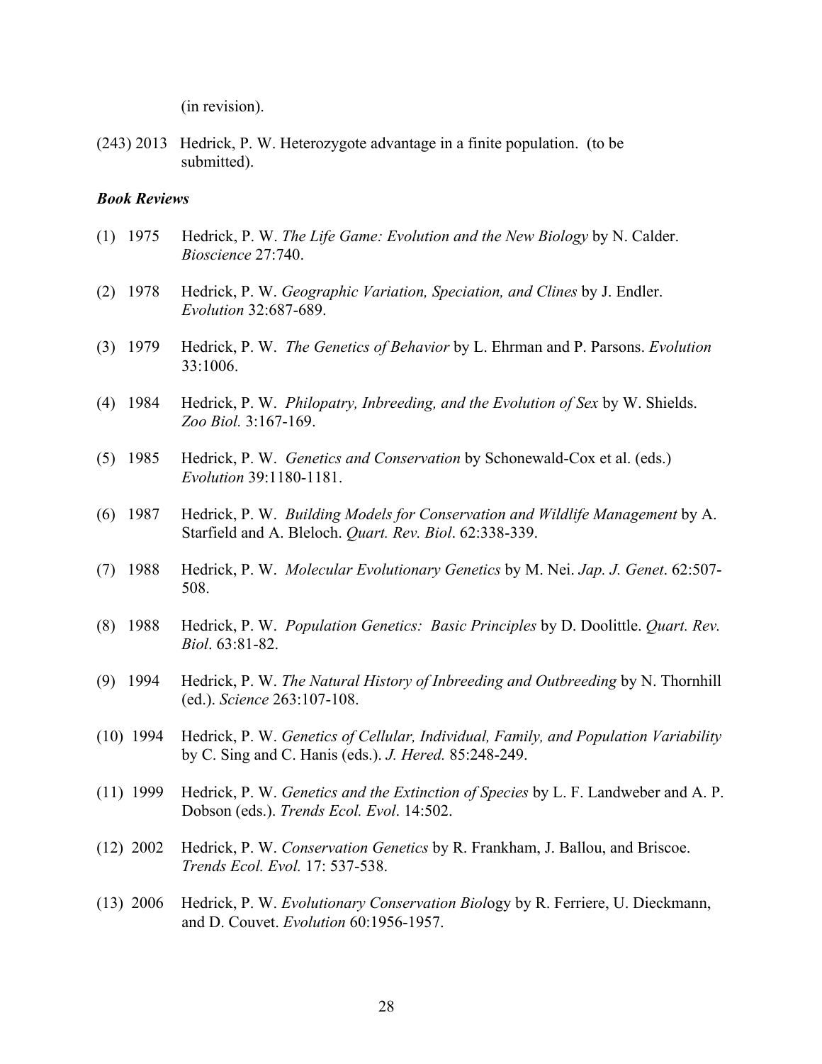(in revision).

(243) 2013 Hedrick, P. W. Heterozygote advantage in a finite population. (to be submitted).

***Book Reviews***

(1) 1975 Hedrick, P. W. *The Life Game: Evolution and the New Biology* by N. Calder. *Bioscience* 27:740.

(2) 1978 Hedrick, P. W. *Geographic Variation, Speciation, and Clines* by J. Endler. *Evolution* 32:687-689.

(3) 1979 Hedrick, P. W. *The Genetics of Behavior* by L. Ehrman and P. Parsons. *Evolution* 33:1006.

(4) 1984 Hedrick, P. W. *Philopatry, Inbreeding, and the Evolution of Sex* by W. Shields. *Zoo Biol.* 3:167-169.

(5) 1985 Hedrick, P. W. *Genetics and Conservation* by Schonewald-Cox et al. (eds.) *Evolution* 39:1180-1181.

(6) 1987 Hedrick, P. W. *Building Models for Conservation and Wildlife Management* by A. Starfield and A. Bleloch. *Quart. Rev. Biol*. 62:338-339.

(7) 1988 Hedrick, P. W. *Molecular Evolutionary Genetics* by M. Nei. *Jap. J. Genet*. 62:507-508.

(8) 1988 Hedrick, P. W. *Population Genetics: Basic Principles* by D. Doolittle. *Quart. Rev. Biol*. 63:81-82.

(9) 1994 Hedrick, P. W. *The Natural History of Inbreeding and Outbreeding* by N. Thornhill (ed.). *Science* 263:107-108.

(10) 1994 Hedrick, P. W. *Genetics of Cellular, Individual, Family, and Population Variability* by C. Sing and C. Hanis (eds.). *J. Hered.* 85:248-249.

(11) 1999 Hedrick, P. W. *Genetics and the Extinction of Species* by L. F. Landweber and A. P. Dobson (eds.). *Trends Ecol. Evol*. 14:502.

(12) 2002 Hedrick, P. W. *Conservation Genetics* by R. Frankham, J. Ballou, and Briscoe. *Trends Ecol. Evol.* 17: 537-538.

(13) 2006 Hedrick, P. W. *Evolutionary Conservation Biol*ogy by R. Ferriere, U. Dieckmann, and D. Couvet. *Evolution* 60:1956-1957.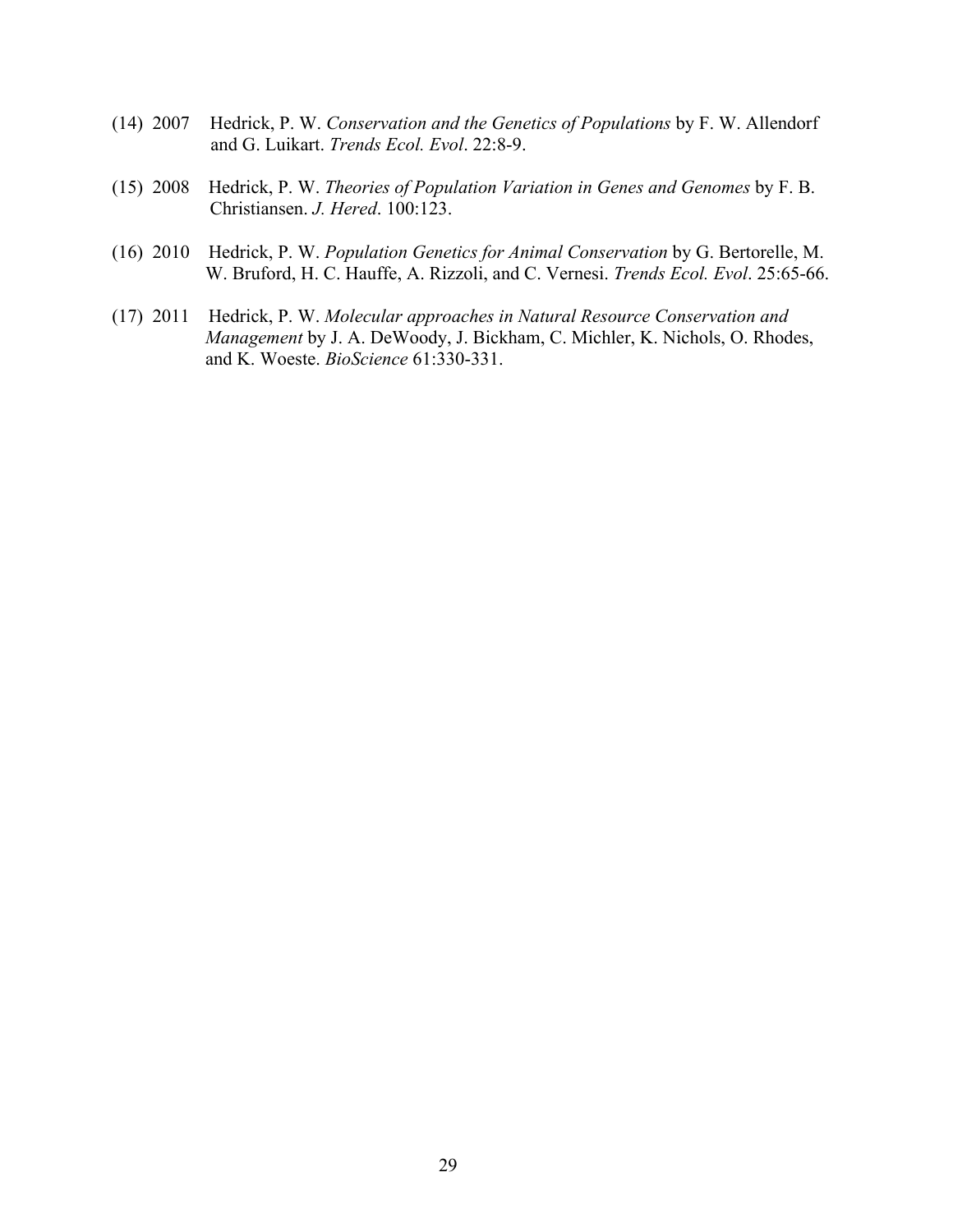(14) 2007 Hedrick, P. W. *Conservation and the Genetics of Populations* by F. W. Allendorf and G. Luikart. *Trends Ecol. Evol*. 22:8-9.

(15) 2008 Hedrick, P. W. *Theories of Population Variation in Genes and Genomes* by F. B. Christiansen. *J. Hered*. 100:123.

(16) 2010 Hedrick, P. W. *Population Genetics for Animal Conservation* by G. Bertorelle, M. W. Bruford, H. C. Hauffe, A. Rizzoli, and C. Vernesi. *Trends Ecol. Evol*. 25:65-66.

(17) 2011 Hedrick, P. W. *Molecular approaches in Natural Resource Conservation and Management* by J. A. DeWoody, J. Bickham, C. Michler, K. Nichols, O. Rhodes, and K. Woeste. *BioScience* 61:330-331.